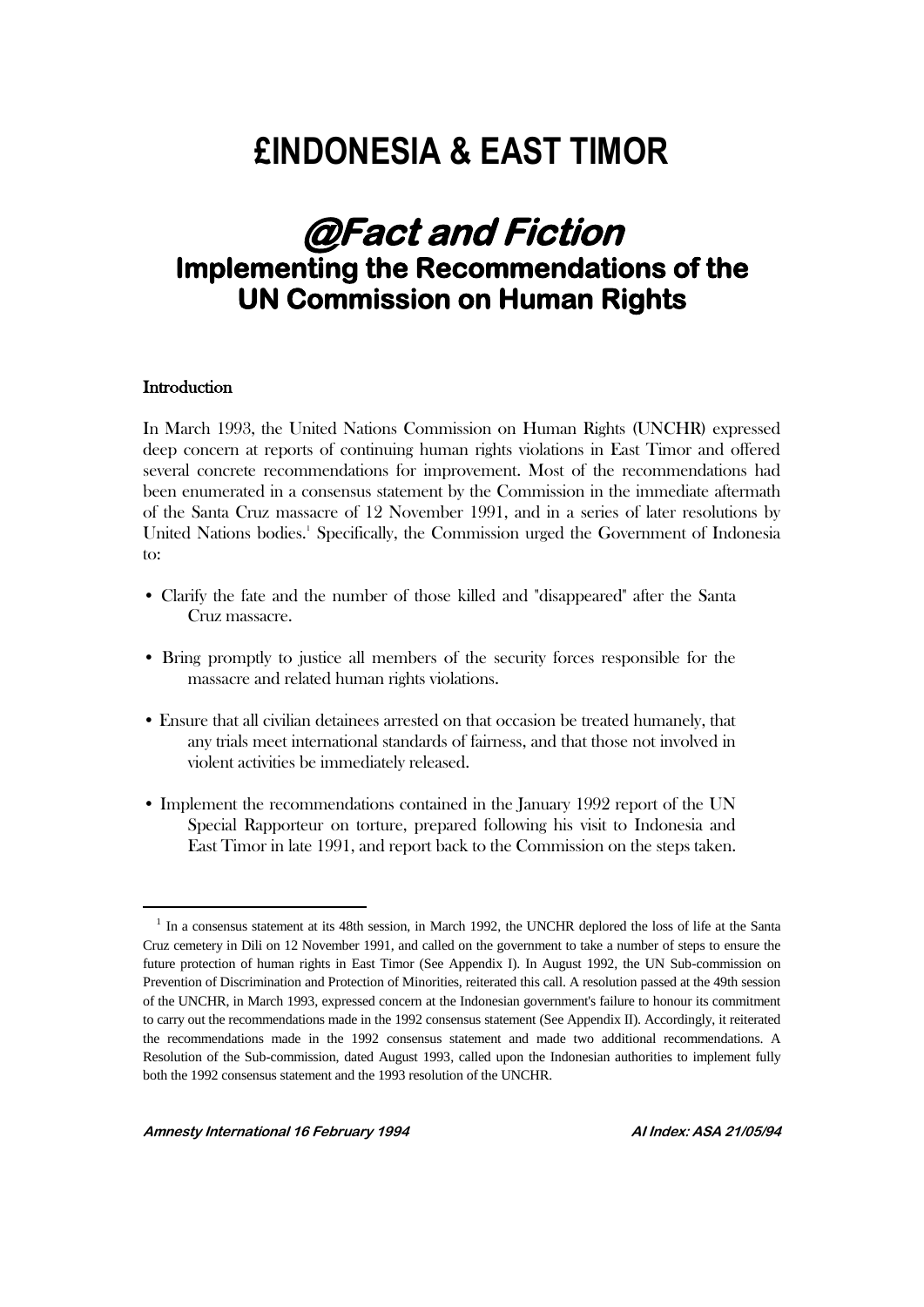# £INDONESIA & EAST TIMOR

## @Fact and Fiction

### Implementing the Recommendations of the UN Commission on Human Rights

**Introduction**

In March 1993, the United Nations Commission on Human Rights (UNCHR) expressed deep concern at reports of continuing human rights violations in East Timor and offered several concrete recommendations for improvement. Most of the recommendations had been enumerated in a consensus statement by the Commission in the immediate aftermath of the Santa Cruz massacre of 12 November 1991, and in a series of later resolutions by United Nations bodies.[1] Specifically, the Commission urged the Government of Indonesia to:

- Clarify the fate and the number of those killed and "disappeared" after the Santa Cruz massacre.
- Bring promptly to justice all members of the security forces responsible for the massacre and related human rights violations.
- Ensure that all civilian detainees arrested on that occasion be treated humanely, that any trials meet international standards of fairness, and that those not involved in violent activities be immediately released.
- Implement the recommendations contained in the January 1992 report of the UN Special Rapporteur on torture, prepared following his visit to Indonesia and East Timor in late 1991, and report back to the Commission on the steps taken.

[1] In a consensus statement at its 48th session, in March 1992, the UNCHR deplored the loss of life at the Santa Cruz cemetery in Dili on 12 November 1991, and called on the government to take a number of steps to ensure the future protection of human rights in East Timor (See Appendix I). In August 1992, the UN Sub-commission on Prevention of Discrimination and Protection of Minorities, reiterated this call. A resolution passed at the 49th session of the UNCHR, in March 1993, expressed concern at the Indonesian government's failure to honour its commitment to carry out the recommendations made in the 1992 consensus statement (See Appendix II). Accordingly, it reiterated the recommendations made in the 1992 consensus statement and made two additional recommendations. A Resolution of the Sub-commission, dated August 1993, called upon the Indonesian authorities to implement fully both the 1992 consensus statement and the 1993 resolution of the UNCHR.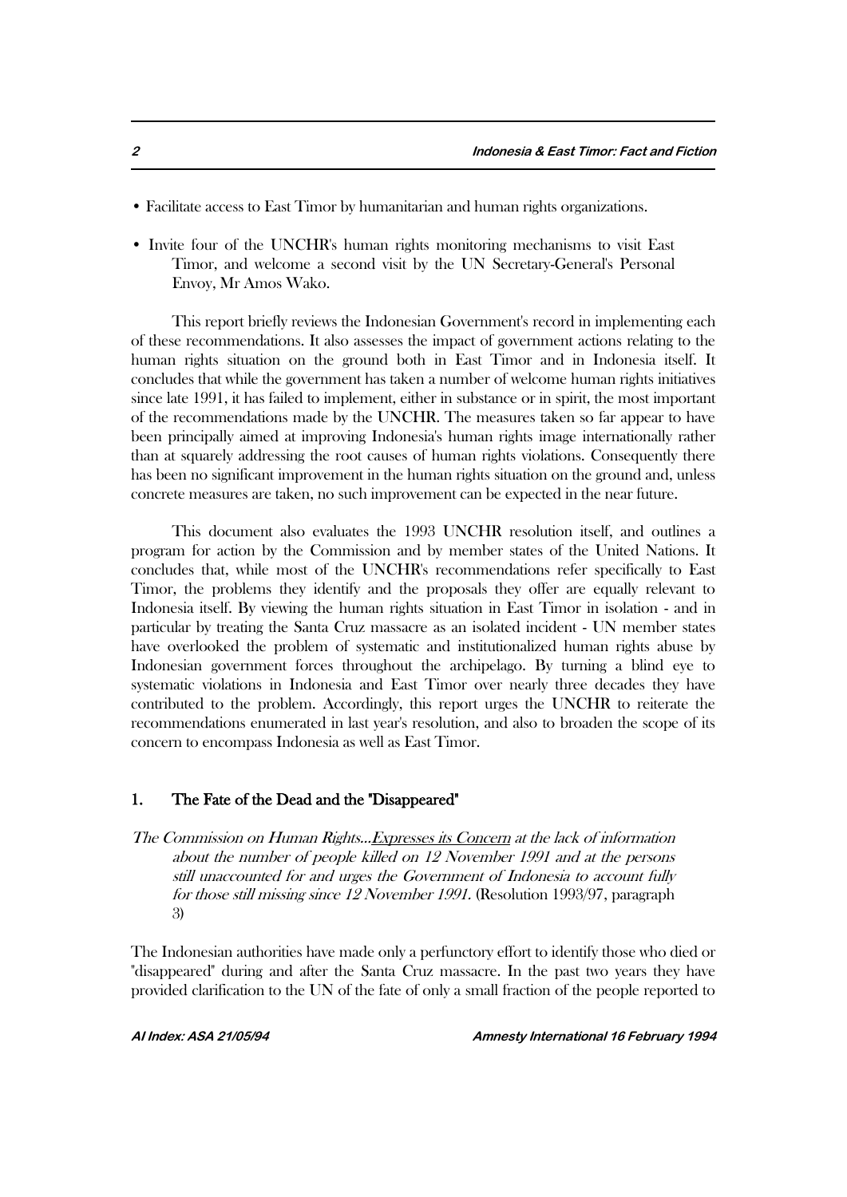- Facilitate access to East Timor by humanitarian and human rights organizations.
- Invite four of the UNCHR's human rights monitoring mechanisms to visit East Timor, and welcome a second visit by the UN Secretary-General's Personal Envoy, Mr Amos Wako.

This report briefly reviews the Indonesian Government's record in implementing each of these recommendations. It also assesses the impact of government actions relating to the human rights situation on the ground both in East Timor and in Indonesia itself. It concludes that while the government has taken a number of welcome human rights initiatives since late 1991, it has failed to implement, either in substance or in spirit, the most important of the recommendations made by the UNCHR. The measures taken so far appear to have been principally aimed at improving Indonesia's human rights image internationally rather than at squarely addressing the root causes of human rights violations. Consequently there has been no significant improvement in the human rights situation on the ground and, unless concrete measures are taken, no such improvement can be expected in the near future.

This document also evaluates the 1993 UNCHR resolution itself, and outlines a program for action by the Commission and by member states of the United Nations. It concludes that, while most of the UNCHR's recommendations refer specifically to East Timor, the problems they identify and the proposals they offer are equally relevant to Indonesia itself. By viewing the human rights situation in East Timor in isolation - and in particular by treating the Santa Cruz massacre as an isolated incident - UN member states have overlooked the problem of systematic and institutionalized human rights abuse by Indonesian government forces throughout the archipelago. By turning a blind eye to systematic violations in Indonesia and East Timor over nearly three decades they have contributed to the problem. Accordingly, this report urges the UNCHR to reiterate the recommendations enumerated in last year's resolution, and also to broaden the scope of its concern to encompass Indonesia as well as East Timor.

## 1. The Fate of the Dead and the "Disappeared"

*The Commission on Human Rights...<u>Expresses its Concern</u> at the lack of information about the number of people killed on 12 November 1991 and at the persons still unaccounted for and urges the Government of Indonesia to account fully for those still missing since 12 November 1991.* (Resolution 1993/97, paragraph 3)

The Indonesian authorities have made only a perfunctory effort to identify those who died or "disappeared" during and after the Santa Cruz massacre. In the past two years they have provided clarification to the UN of the fate of only a small fraction of the people reported to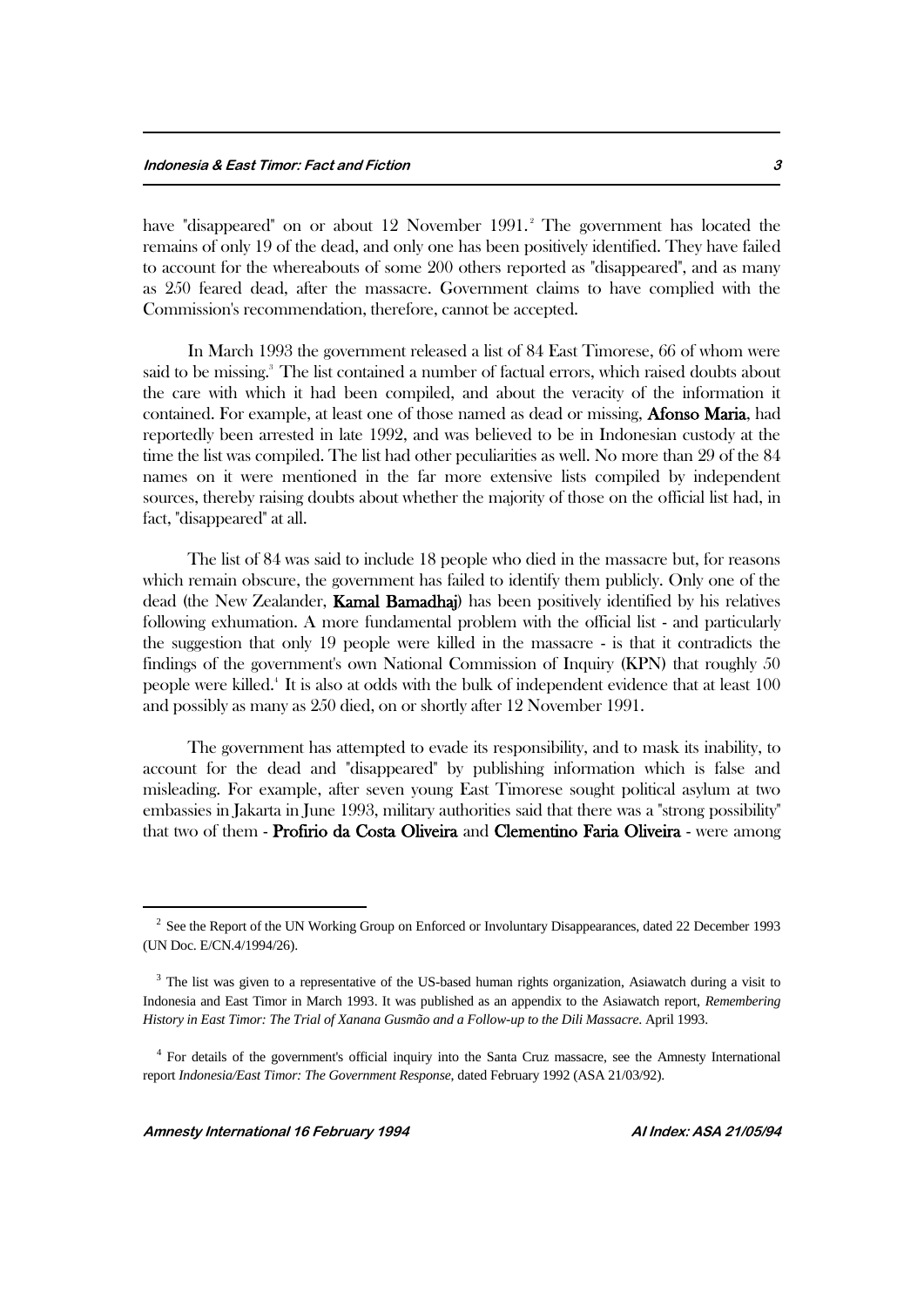have "disappeared" on or about 12 November 1991.[2] The government has located the remains of only 19 of the dead, and only one has been positively identified. They have failed to account for the whereabouts of some 200 others reported as "disappeared", and as many as 250 feared dead, after the massacre. Government claims to have complied with the Commission's recommendation, therefore, cannot be accepted.

In March 1993 the government released a list of 84 East Timorese, 66 of whom were said to be missing.[3] The list contained a number of factual errors, which raised doubts about the care with which it had been compiled, and about the veracity of the information it contained. For example, at least one of those named as dead or missing, **Afonso Maria**, had reportedly been arrested in late 1992, and was believed to be in Indonesian custody at the time the list was compiled. The list had other peculiarities as well. No more than 29 of the 84 names on it were mentioned in the far more extensive lists compiled by independent sources, thereby raising doubts about whether the majority of those on the official list had, in fact, "disappeared" at all.

The list of 84 was said to include 18 people who died in the massacre but, for reasons which remain obscure, the government has failed to identify them publicly. Only one of the dead (the New Zealander, **Kamal Bamadhaj**) has been positively identified by his relatives following exhumation. A more fundamental problem with the official list - and particularly the suggestion that only 19 people were killed in the massacre - is that it contradicts the findings of the government's own National Commission of Inquiry (KPN) that roughly 50 people were killed.[4] It is also at odds with the bulk of independent evidence that at least 100 and possibly as many as 250 died, on or shortly after 12 November 1991.

The government has attempted to evade its responsibility, and to mask its inability, to account for the dead and "disappeared" by publishing information which is false and misleading. For example, after seven young East Timorese sought political asylum at two embassies in Jakarta in June 1993, military authorities said that there was a "strong possibility" that two of them - **Profirio da Costa Oliveira** and **Clementino Faria Oliveira** - were among

---

[2] See the Report of the UN Working Group on Enforced or Involuntary Disappearances, dated 22 December 1993 (UN Doc. E/CN.4/1994/26).

[3] The list was given to a representative of the US-based human rights organization, Asiawatch during a visit to Indonesia and East Timor in March 1993. It was published as an appendix to the Asiawatch report, *Remembering History in East Timor: The Trial of Xanana Gusmão and a Follow-up to the Dili Massacre*. April 1993.

[4] For details of the government's official inquiry into the Santa Cruz massacre, see the Amnesty International report *Indonesia/East Timor: The Government Response*, dated February 1992 (ASA 21/03/92).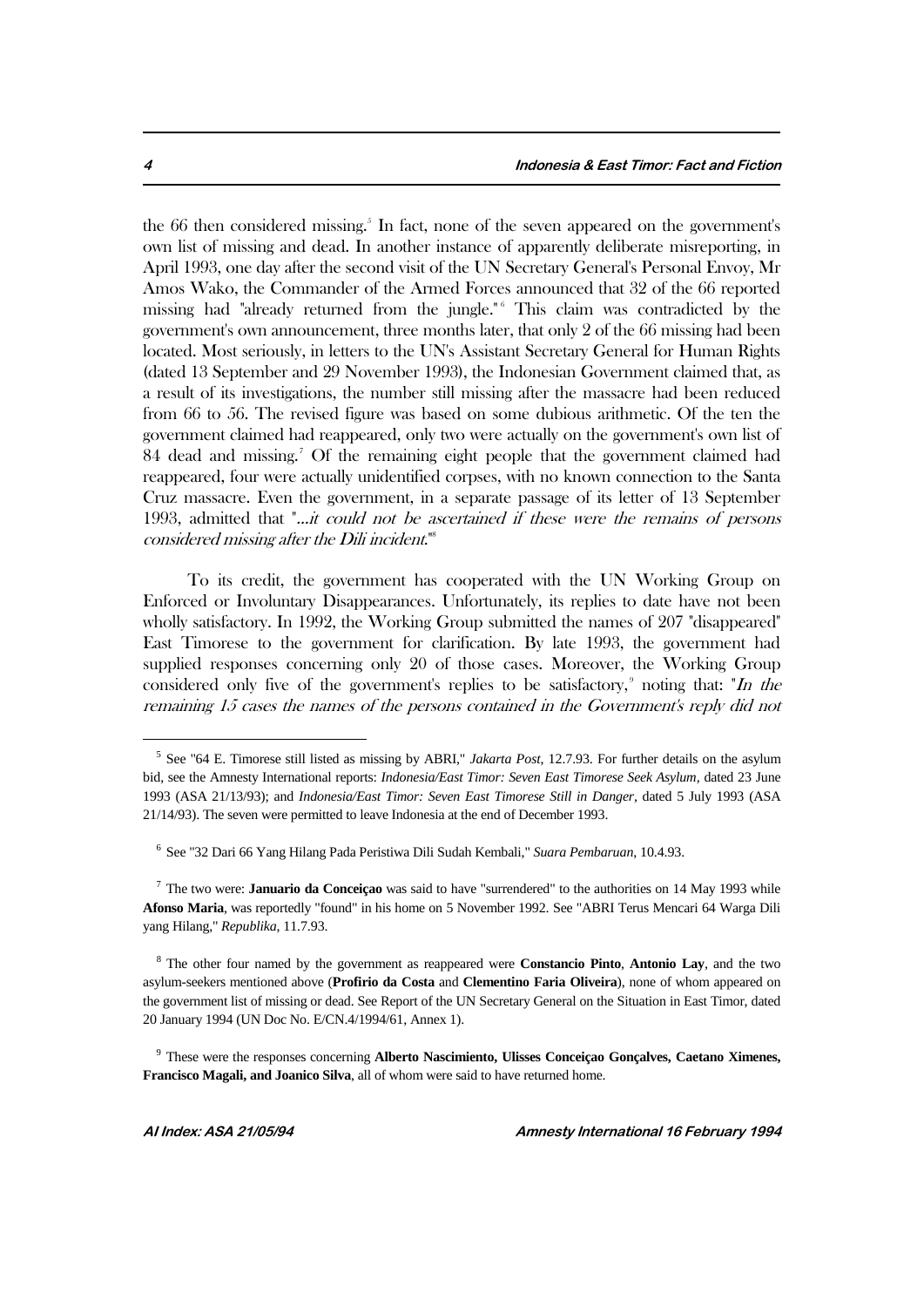the 66 then considered missing.[5] In fact, none of the seven appeared on the government's own list of missing and dead. In another instance of apparently deliberate misreporting, in April 1993, one day after the second visit of the UN Secretary General's Personal Envoy, Mr Amos Wako, the Commander of the Armed Forces announced that 32 of the 66 reported missing had "already returned from the jungle."[6] This claim was contradicted by the government's own announcement, three months later, that only 2 of the 66 missing had been located. Most seriously, in letters to the UN's Assistant Secretary General for Human Rights (dated 13 September and 29 November 1993), the Indonesian Government claimed that, as a result of its investigations, the number still missing after the massacre had been reduced from 66 to 56. The revised figure was based on some dubious arithmetic. Of the ten the government claimed had reappeared, only two were actually on the government's own list of 84 dead and missing.[7] Of the remaining eight people that the government claimed had reappeared, four were actually unidentified corpses, with no known connection to the Santa Cruz massacre. Even the government, in a separate passage of its letter of 13 September 1993, admitted that "*...it could not be ascertained if these were the remains of persons considered missing after the Dili incident.*"[8]

To its credit, the government has cooperated with the UN Working Group on Enforced or Involuntary Disappearances. Unfortunately, its replies to date have not been wholly satisfactory. In 1992, the Working Group submitted the names of 207 "disappeared" East Timorese to the government for clarification. By late 1993, the government had supplied responses concerning only 20 of those cases. Moreover, the Working Group considered only five of the government's replies to be satisfactory,[9] noting that: "*In the remaining 15 cases the names of the persons contained in the Government's reply did not*

---

[5] See "64 E. Timorese still listed as missing by ABRI," *Jakarta Post*, 12.7.93. For further details on the asylum bid, see the Amnesty International reports: *Indonesia/East Timor: Seven East Timorese Seek Asylum*, dated 23 June 1993 (ASA 21/13/93); and *Indonesia/East Timor: Seven East Timorese Still in Danger*, dated 5 July 1993 (ASA 21/14/93). The seven were permitted to leave Indonesia at the end of December 1993.

[6] See "32 Dari 66 Yang Hilang Pada Peristiwa Dili Sudah Kembali," *Suara Pembaruan*, 10.4.93.

[7] The two were: **Januario da Conceiçao** was said to have "surrendered" to the authorities on 14 May 1993 while **Afonso Maria**, was reportedly "found" in his home on 5 November 1992. See "ABRI Terus Mencari 64 Warga Dili yang Hilang," *Republika*, 11.7.93.

[8] The other four named by the government as reappeared were **Constancio Pinto**, **Antonio Lay**, and the two asylum-seekers mentioned above (**Profirio da Costa** and **Clementino Faria Oliveira**), none of whom appeared on the government list of missing or dead. See Report of the UN Secretary General on the Situation in East Timor, dated 20 January 1994 (UN Doc No. E/CN.4/1994/61, Annex 1).

[9] These were the responses concerning **Alberto Nascimiento, Ulisses Conceiçao Gonçalves, Caetano Ximenes, Francisco Magali, and Joanico Silva**, all of whom were said to have returned home.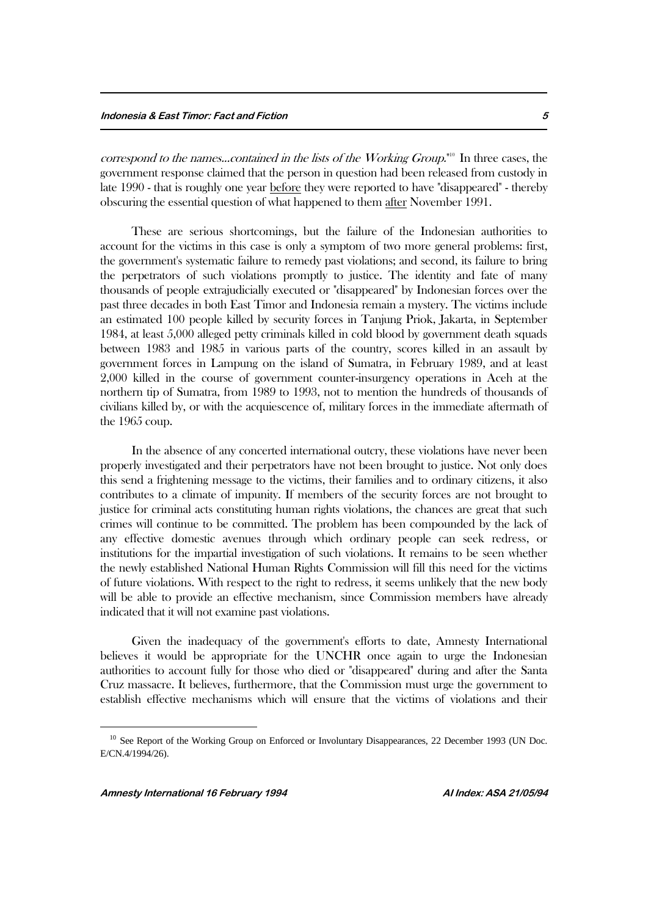*correspond to the names...contained in the lists of the Working Group.*"[10] In three cases, the government response claimed that the person in question had been released from custody in late 1990 - that is roughly one year before they were reported to have "disappeared" - thereby obscuring the essential question of what happened to them after November 1991.

These are serious shortcomings, but the failure of the Indonesian authorities to account for the victims in this case is only a symptom of two more general problems: first, the government's systematic failure to remedy past violations; and second, its failure to bring the perpetrators of such violations promptly to justice. The identity and fate of many thousands of people extrajudicially executed or "disappeared" by Indonesian forces over the past three decades in both East Timor and Indonesia remain a mystery. The victims include an estimated 100 people killed by security forces in Tanjung Priok, Jakarta, in September 1984, at least 5,000 alleged petty criminals killed in cold blood by government death squads between 1983 and 1985 in various parts of the country, scores killed in an assault by government forces in Lampung on the island of Sumatra, in February 1989, and at least 2,000 killed in the course of government counter-insurgency operations in Aceh at the northern tip of Sumatra, from 1989 to 1993, not to mention the hundreds of thousands of civilians killed by, or with the acquiescence of, military forces in the immediate aftermath of the 1965 coup.

In the absence of any concerted international outcry, these violations have never been properly investigated and their perpetrators have not been brought to justice. Not only does this send a frightening message to the victims, their families and to ordinary citizens, it also contributes to a climate of impunity. If members of the security forces are not brought to justice for criminal acts constituting human rights violations, the chances are great that such crimes will continue to be committed. The problem has been compounded by the lack of any effective domestic avenues through which ordinary people can seek redress, or institutions for the impartial investigation of such violations. It remains to be seen whether the newly established National Human Rights Commission will fill this need for the victims of future violations. With respect to the right to redress, it seems unlikely that the new body will be able to provide an effective mechanism, since Commission members have already indicated that it will not examine past violations.

Given the inadequacy of the government's efforts to date, Amnesty International believes it would be appropriate for the UNCHR once again to urge the Indonesian authorities to account fully for those who died or "disappeared" during and after the Santa Cruz massacre. It believes, furthermore, that the Commission must urge the government to establish effective mechanisms which will ensure that the victims of violations and their

---

[10] See Report of the Working Group on Enforced or Involuntary Disappearances, 22 December 1993 (UN Doc. E/CN.4/1994/26).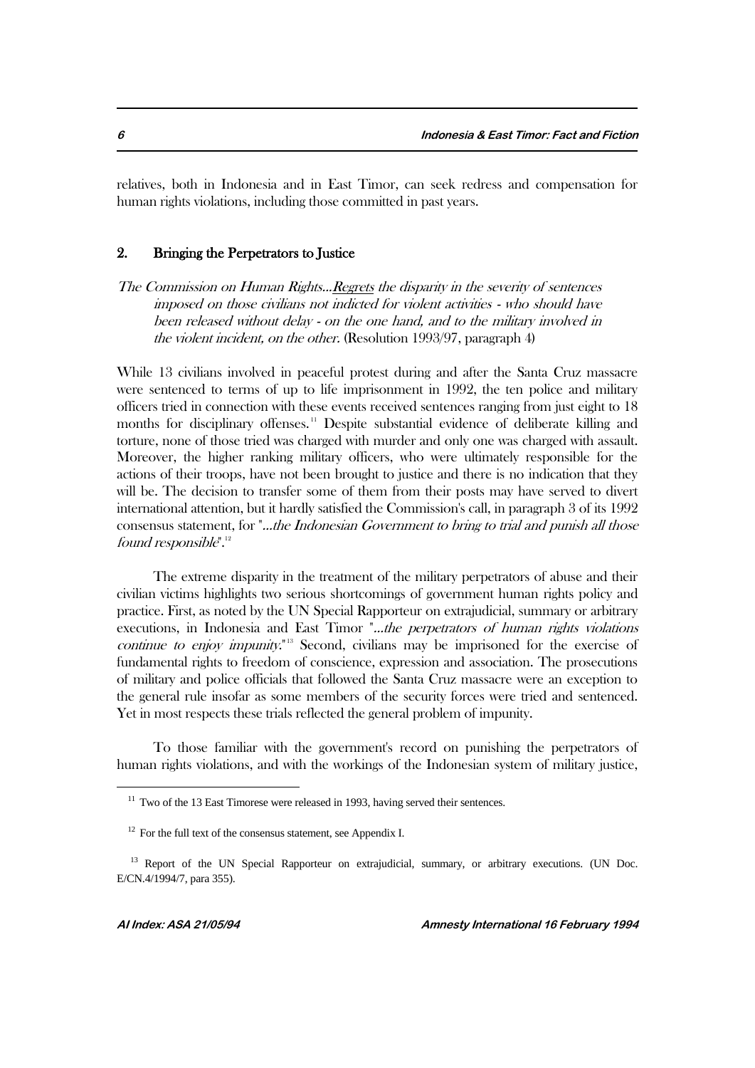relatives, both in Indonesia and in East Timor, can seek redress and compensation for human rights violations, including those committed in past years.

## 2. Bringing the Perpetrators to Justice

*The Commission on Human Rights...Regrets the disparity in the severity of sentences imposed on those civilians not indicted for violent activities - who should have been released without delay - on the one hand, and to the military involved in the violent incident, on the other.* (Resolution 1993/97, paragraph 4)

While 13 civilians involved in peaceful protest during and after the Santa Cruz massacre were sentenced to terms of up to life imprisonment in 1992, the ten police and military officers tried in connection with these events received sentences ranging from just eight to 18 months for disciplinary offenses.[11] Despite substantial evidence of deliberate killing and torture, none of those tried was charged with murder and only one was charged with assault. Moreover, the higher ranking military officers, who were ultimately responsible for the actions of their troops, have not been brought to justice and there is no indication that they will be. The decision to transfer some of them from their posts may have served to divert international attention, but it hardly satisfied the Commission's call, in paragraph 3 of its 1992 consensus statement, for "*...the Indonesian Government to bring to trial and punish all those found responsible*".[12]

The extreme disparity in the treatment of the military perpetrators of abuse and their civilian victims highlights two serious shortcomings of government human rights policy and practice. First, as noted by the UN Special Rapporteur on extrajudicial, summary or arbitrary executions, in Indonesia and East Timor "*...the perpetrators of human rights violations continue to enjoy impunity.*"[13] Second, civilians may be imprisoned for the exercise of fundamental rights to freedom of conscience, expression and association. The prosecutions of military and police officials that followed the Santa Cruz massacre were an exception to the general rule insofar as some members of the security forces were tried and sentenced. Yet in most respects these trials reflected the general problem of impunity.

To those familiar with the government's record on punishing the perpetrators of human rights violations, and with the workings of the Indonesian system of military justice,

---

[11] Two of the 13 East Timorese were released in 1993, having served their sentences.

[12] For the full text of the consensus statement, see Appendix I.

[13] Report of the UN Special Rapporteur on extrajudicial, summary, or arbitrary executions. (UN Doc. E/CN.4/1994/7, para 355).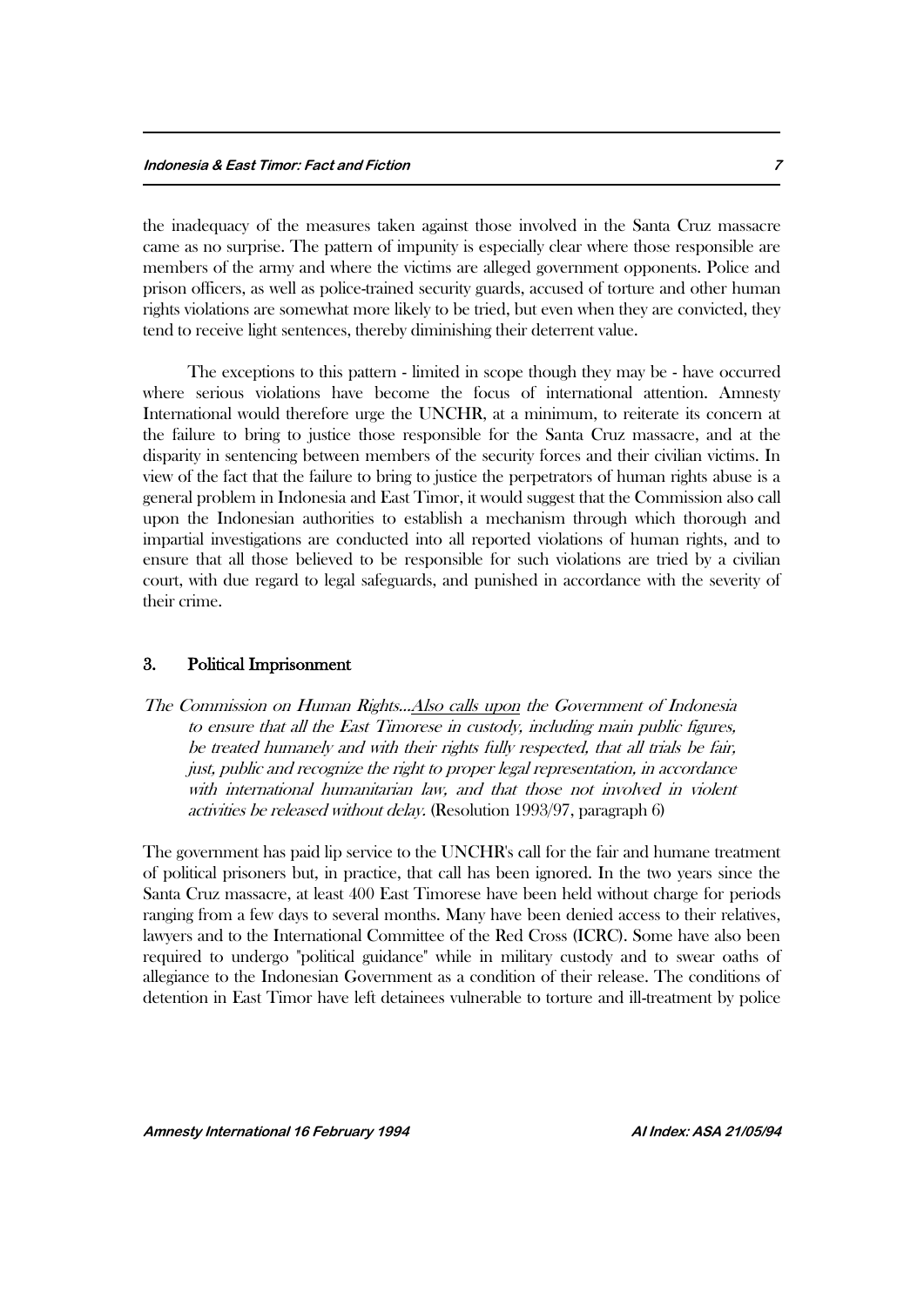the inadequacy of the measures taken against those involved in the Santa Cruz massacre came as no surprise. The pattern of impunity is especially clear where those responsible are members of the army and where the victims are alleged government opponents. Police and prison officers, as well as police-trained security guards, accused of torture and other human rights violations are somewhat more likely to be tried, but even when they are convicted, they tend to receive light sentences, thereby diminishing their deterrent value.

The exceptions to this pattern - limited in scope though they may be - have occurred where serious violations have become the focus of international attention. Amnesty International would therefore urge the UNCHR, at a minimum, to reiterate its concern at the failure to bring to justice those responsible for the Santa Cruz massacre, and at the disparity in sentencing between members of the security forces and their civilian victims. In view of the fact that the failure to bring to justice the perpetrators of human rights abuse is a general problem in Indonesia and East Timor, it would suggest that the Commission also call upon the Indonesian authorities to establish a mechanism through which thorough and impartial investigations are conducted into all reported violations of human rights, and to ensure that all those believed to be responsible for such violations are tried by a civilian court, with due regard to legal safeguards, and punished in accordance with the severity of their crime.

## 3. Political Imprisonment

*The Commission on Human Rights...<u>Also calls upon</u> the Government of Indonesia to ensure that all the East Timorese in custody, including main public figures, be treated humanely and with their rights fully respected, that all trials be fair, just, public and recognize the right to proper legal representation, in accordance with international humanitarian law, and that those not involved in violent activities be released without delay.* (Resolution 1993/97, paragraph 6)

The government has paid lip service to the UNCHR's call for the fair and humane treatment of political prisoners but, in practice, that call has been ignored. In the two years since the Santa Cruz massacre, at least 400 East Timorese have been held without charge for periods ranging from a few days to several months. Many have been denied access to their relatives, lawyers and to the International Committee of the Red Cross (ICRC). Some have also been required to undergo "political guidance" while in military custody and to swear oaths of allegiance to the Indonesian Government as a condition of their release. The conditions of detention in East Timor have left detainees vulnerable to torture and ill-treatment by police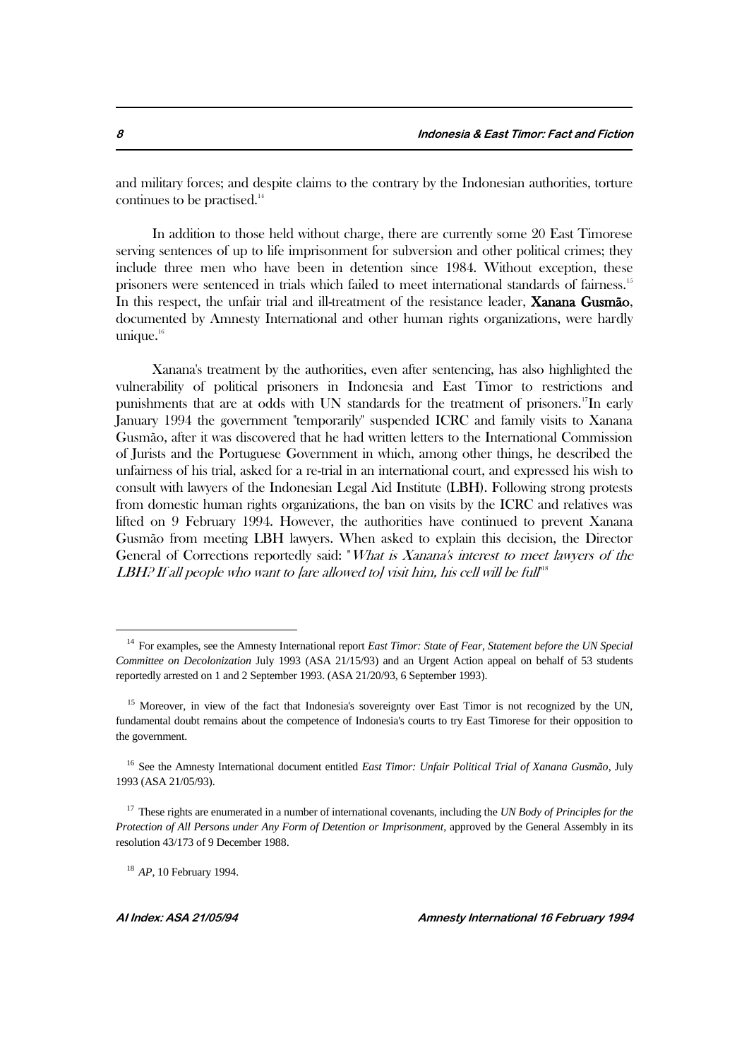and military forces; and despite claims to the contrary by the Indonesian authorities, torture continues to be practised.[14]

In addition to those held without charge, there are currently some 20 East Timorese serving sentences of up to life imprisonment for subversion and other political crimes; they include three men who have been in detention since 1984. Without exception, these prisoners were sentenced in trials which failed to meet international standards of fairness.[15] In this respect, the unfair trial and ill-treatment of the resistance leader, **Xanana Gusmão**, documented by Amnesty International and other human rights organizations, were hardly unique.[16]

Xanana's treatment by the authorities, even after sentencing, has also highlighted the vulnerability of political prisoners in Indonesia and East Timor to restrictions and punishments that are at odds with UN standards for the treatment of prisoners.[17] In early January 1994 the government "temporarily" suspended ICRC and family visits to Xanana Gusmão, after it was discovered that he had written letters to the International Commission of Jurists and the Portuguese Government in which, among other things, he described the unfairness of his trial, asked for a re-trial in an international court, and expressed his wish to consult with lawyers of the Indonesian Legal Aid Institute (LBH). Following strong protests from domestic human rights organizations, the ban on visits by the ICRC and relatives was lifted on 9 February 1994. However, the authorities have continued to prevent Xanana Gusmão from meeting LBH lawyers. When asked to explain this decision, the Director General of Corrections reportedly said: "*What is Xanana's interest to meet lawyers of the LBH? If all people who want to [are allowed to] visit him, his cell will be full*"[18]

---

[14] For examples, see the Amnesty International report *East Timor: State of Fear, Statement before the UN Special Committee on Decolonization* July 1993 (ASA 21/15/93) and an Urgent Action appeal on behalf of 53 students reportedly arrested on 1 and 2 September 1993. (ASA 21/20/93, 6 September 1993).

[15] Moreover, in view of the fact that Indonesia's sovereignty over East Timor is not recognized by the UN, fundamental doubt remains about the competence of Indonesia's courts to try East Timorese for their opposition to the government.

[16] See the Amnesty International document entitled *East Timor: Unfair Political Trial of Xanana Gusmão*, July 1993 (ASA 21/05/93).

[17] These rights are enumerated in a number of international covenants, including the *UN Body of Principles for the Protection of All Persons under Any Form of Detention or Imprisonment*, approved by the General Assembly in its resolution 43/173 of 9 December 1988.

[18] *AP*, 10 February 1994.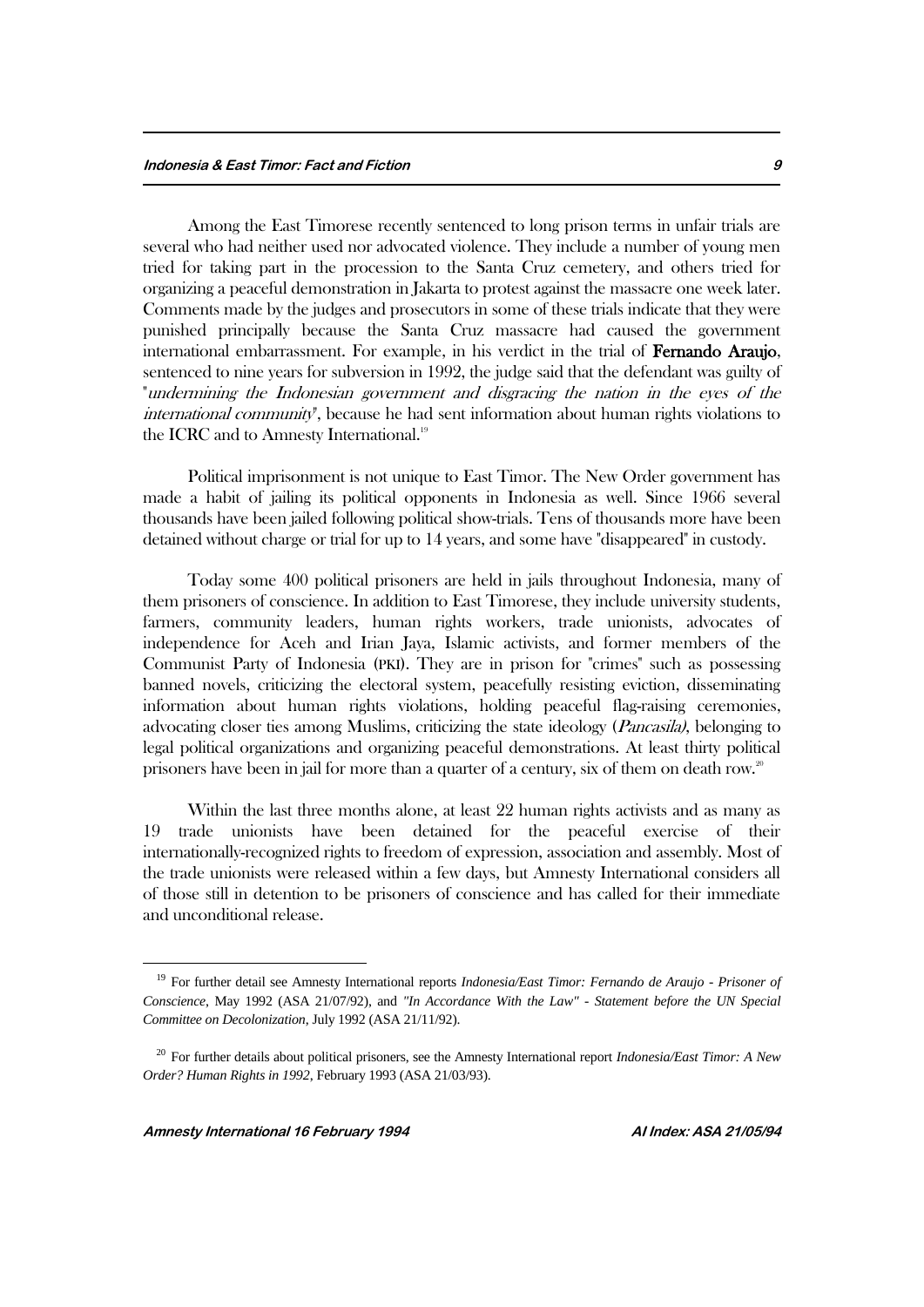Among the East Timorese recently sentenced to long prison terms in unfair trials are several who had neither used nor advocated violence. They include a number of young men tried for taking part in the procession to the Santa Cruz cemetery, and others tried for organizing a peaceful demonstration in Jakarta to protest against the massacre one week later. Comments made by the judges and prosecutors in some of these trials indicate that they were punished principally because the Santa Cruz massacre had caused the government international embarrassment. For example, in his verdict in the trial of **Fernando Araujo**, sentenced to nine years for subversion in 1992, the judge said that the defendant was guilty of "*undermining the Indonesian government and disgracing the nation in the eyes of the international community*", because he had sent information about human rights violations to the ICRC and to Amnesty International.[19]

Political imprisonment is not unique to East Timor. The New Order government has made a habit of jailing its political opponents in Indonesia as well. Since 1966 several thousands have been jailed following political show-trials. Tens of thousands more have been detained without charge or trial for up to 14 years, and some have "disappeared" in custody.

Today some 400 political prisoners are held in jails throughout Indonesia, many of them prisoners of conscience. In addition to East Timorese, they include university students, farmers, community leaders, human rights workers, trade unionists, advocates of independence for Aceh and Irian Jaya, Islamic activists, and former members of the Communist Party of Indonesia (PKI). They are in prison for "crimes" such as possessing banned novels, criticizing the electoral system, peacefully resisting eviction, disseminating information about human rights violations, holding peaceful flag-raising ceremonies, advocating closer ties among Muslims, criticizing the state ideology (*Pancasila)*, belonging to legal political organizations and organizing peaceful demonstrations. At least thirty political prisoners have been in jail for more than a quarter of a century, six of them on death row.[20]

Within the last three months alone, at least 22 human rights activists and as many as 19 trade unionists have been detained for the peaceful exercise of their internationally-recognized rights to freedom of expression, association and assembly. Most of the trade unionists were released within a few days, but Amnesty International considers all of those still in detention to be prisoners of conscience and has called for their immediate and unconditional release.

---

[19] For further detail see Amnesty International reports *Indonesia/East Timor: Fernando de Araujo - Prisoner of Conscience*, May 1992 (ASA 21/07/92), and *"In Accordance With the Law" - Statement before the UN Special Committee on Decolonization*, July 1992 (ASA 21/11/92).

[20] For further details about political prisoners, see the Amnesty International report *Indonesia/East Timor: A New Order? Human Rights in 1992*, February 1993 (ASA 21/03/93).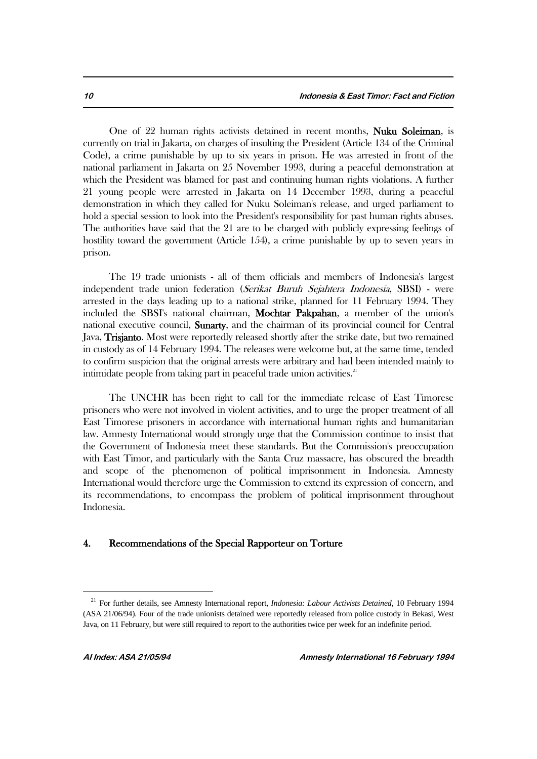One of 22 human rights activists detained in recent months, **Nuku Soleiman**, is currently on trial in Jakarta, on charges of insulting the President (Article 134 of the Criminal Code), a crime punishable by up to six years in prison. He was arrested in front of the national parliament in Jakarta on 25 November 1993, during a peaceful demonstration at which the President was blamed for past and continuing human rights violations. A further 21 young people were arrested in Jakarta on 14 December 1993, during a peaceful demonstration in which they called for Nuku Soleiman's release, and urged parliament to hold a special session to look into the President's responsibility for past human rights abuses. The authorities have said that the 21 are to be charged with publicly expressing feelings of hostility toward the government (Article 154), a crime punishable by up to seven years in prison.

The 19 trade unionists - all of them officials and members of Indonesia's largest independent trade union federation (*Serikat Buruh Sejahtera Indonesia*, SBSI) - were arrested in the days leading up to a national strike, planned for 11 February 1994. They included the SBSI's national chairman, **Mochtar Pakpahan**, a member of the union's national executive council, **Sunarty**, and the chairman of its provincial council for Central Java, **Trisjanto**. Most were reportedly released shortly after the strike date, but two remained in custody as of 14 February 1994. The releases were welcome but, at the same time, tended to confirm suspicion that the original arrests were arbitrary and had been intended mainly to intimidate people from taking part in peaceful trade union activities.[21]

The UNCHR has been right to call for the immediate release of East Timorese prisoners who were not involved in violent activities, and to urge the proper treatment of all East Timorese prisoners in accordance with international human rights and humanitarian law. Amnesty International would strongly urge that the Commission continue to insist that the Government of Indonesia meet these standards. But the Commission's preoccupation with East Timor, and particularly with the Santa Cruz massacre, has obscured the breadth and scope of the phenomenon of political imprisonment in Indonesia. Amnesty International would therefore urge the Commission to extend its expression of concern, and its recommendations, to encompass the problem of political imprisonment throughout Indonesia.

## 4. Recommendations of the Special Rapporteur on Torture

[21] For further details, see Amnesty International report, *Indonesia: Labour Activists Detained*, 10 February 1994 (ASA 21/06/94). Four of the trade unionists detained were reportedly released from police custody in Bekasi, West Java, on 11 February, but were still required to report to the authorities twice per week for an indefinite period.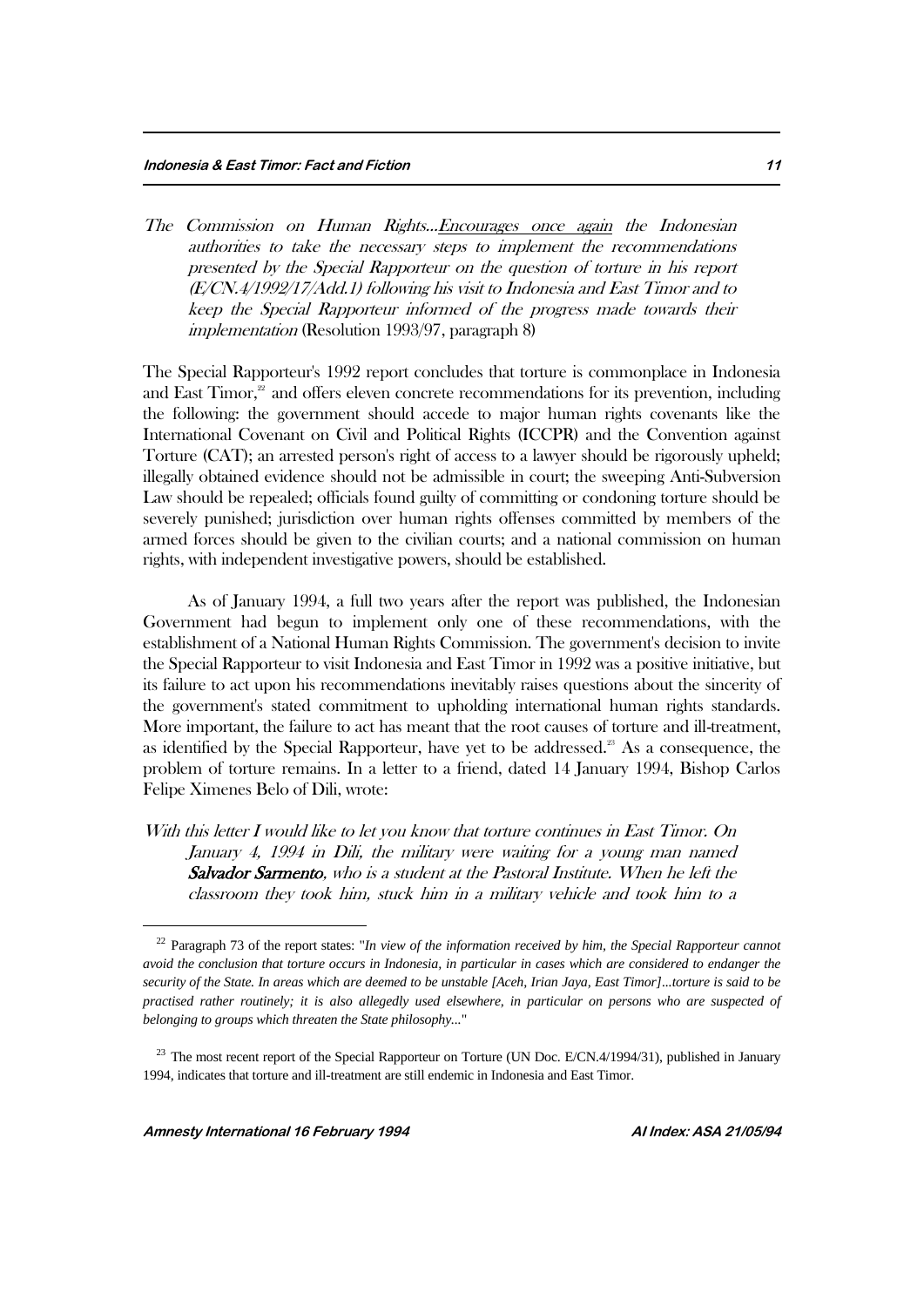*The Commission on Human Rights...Encourages once again the Indonesian authorities to take the necessary steps to implement the recommendations presented by the Special Rapporteur on the question of torture in his report (E/CN.4/1992/17/Add.1) following his visit to Indonesia and East Timor and to keep the Special Rapporteur informed of the progress made towards their implementation* (Resolution 1993/97, paragraph 8)

The Special Rapporteur's 1992 report concludes that torture is commonplace in Indonesia and East Timor,[22] and offers eleven concrete recommendations for its prevention, including the following: the government should accede to major human rights covenants like the International Covenant on Civil and Political Rights (ICCPR) and the Convention against Torture (CAT); an arrested person's right of access to a lawyer should be rigorously upheld; illegally obtained evidence should not be admissible in court; the sweeping Anti-Subversion Law should be repealed; officials found guilty of committing or condoning torture should be severely punished; jurisdiction over human rights offenses committed by members of the armed forces should be given to the civilian courts; and a national commission on human rights, with independent investigative powers, should be established.

As of January 1994, a full two years after the report was published, the Indonesian Government had begun to implement only one of these recommendations, with the establishment of a National Human Rights Commission. The government's decision to invite the Special Rapporteur to visit Indonesia and East Timor in 1992 was a positive initiative, but its failure to act upon his recommendations inevitably raises questions about the sincerity of the government's stated commitment to upholding international human rights standards. More important, the failure to act has meant that the root causes of torture and ill-treatment, as identified by the Special Rapporteur, have yet to be addressed.[23] As a consequence, the problem of torture remains. In a letter to a friend, dated 14 January 1994, Bishop Carlos Felipe Ximenes Belo of Dili, wrote:

*With this letter I would like to let you know that torture continues in East Timor. On January 4, 1994 in Dili, the military were waiting for a young man named **Salvador Sarmento**, who is a student at the Pastoral Institute. When he left the classroom they took him, stuck him in a military vehicle and took him to a*

---

[22] Paragraph 73 of the report states: "*In view of the information received by him, the Special Rapporteur cannot avoid the conclusion that torture occurs in Indonesia, in particular in cases which are considered to endanger the security of the State. In areas which are deemed to be unstable [Aceh, Irian Jaya, East Timor]...torture is said to be practised rather routinely; it is also allegedly used elsewhere, in particular on persons who are suspected of belonging to groups which threaten the State philosophy...*"

[23] The most recent report of the Special Rapporteur on Torture (UN Doc. E/CN.4/1994/31), published in January 1994, indicates that torture and ill-treatment are still endemic in Indonesia and East Timor.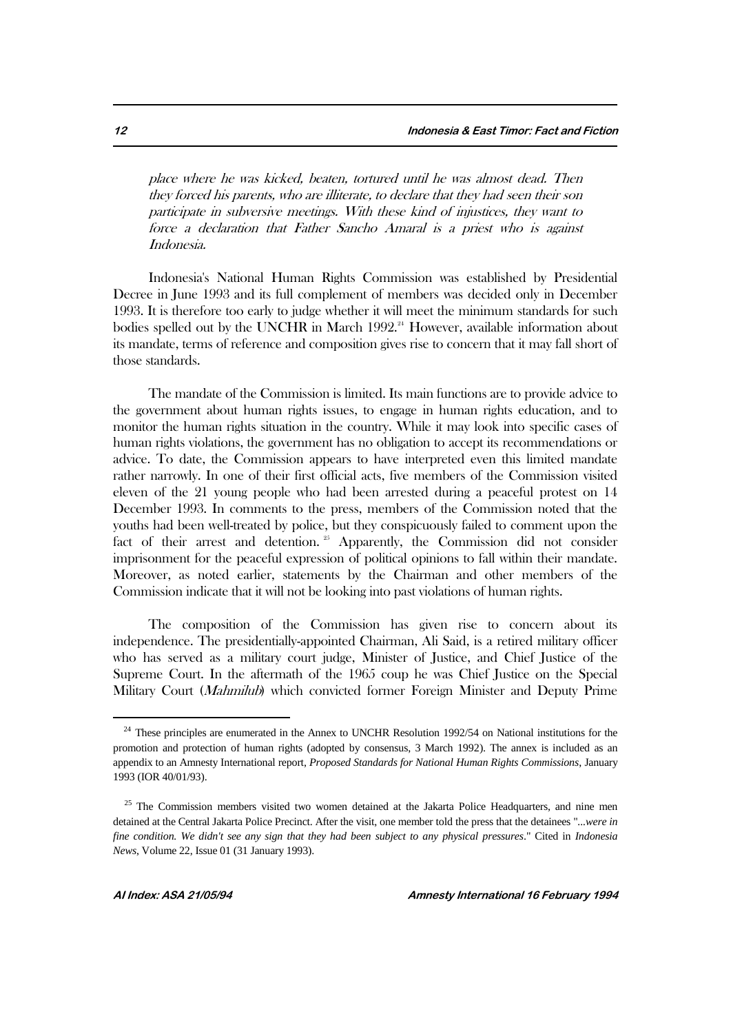*place where he was kicked, beaten, tortured until he was almost dead. Then they forced his parents, who are illiterate, to declare that they had seen their son participate in subversive meetings. With these kind of injustices, they want to force a declaration that Father Sancho Amaral is a priest who is against Indonesia.*

Indonesia's National Human Rights Commission was established by Presidential Decree in June 1993 and its full complement of members was decided only in December 1993. It is therefore too early to judge whether it will meet the minimum standards for such bodies spelled out by the UNCHR in March 1992.[24] However, available information about its mandate, terms of reference and composition gives rise to concern that it may fall short of those standards.

The mandate of the Commission is limited. Its main functions are to provide advice to the government about human rights issues, to engage in human rights education, and to monitor the human rights situation in the country. While it may look into specific cases of human rights violations, the government has no obligation to accept its recommendations or advice. To date, the Commission appears to have interpreted even this limited mandate rather narrowly. In one of their first official acts, five members of the Commission visited eleven of the 21 young people who had been arrested during a peaceful protest on 14 December 1993. In comments to the press, members of the Commission noted that the youths had been well-treated by police, but they conspicuously failed to comment upon the fact of their arrest and detention.[25] Apparently, the Commission did not consider imprisonment for the peaceful expression of political opinions to fall within their mandate. Moreover, as noted earlier, statements by the Chairman and other members of the Commission indicate that it will not be looking into past violations of human rights.

The composition of the Commission has given rise to concern about its independence. The presidentially-appointed Chairman, Ali Said, is a retired military officer who has served as a military court judge, Minister of Justice, and Chief Justice of the Supreme Court. In the aftermath of the 1965 coup he was Chief Justice on the Special Military Court (*Mahmilub*) which convicted former Foreign Minister and Deputy Prime

---

[24] These principles are enumerated in the Annex to UNCHR Resolution 1992/54 on National institutions for the promotion and protection of human rights (adopted by consensus, 3 March 1992). The annex is included as an appendix to an Amnesty International report, *Proposed Standards for National Human Rights Commissions*, January 1993 (IOR 40/01/93).

[25] The Commission members visited two women detained at the Jakarta Police Headquarters, and nine men detained at the Central Jakarta Police Precinct. After the visit, one member told the press that the detainees "*...were in fine condition. We didn't see any sign that they had been subject to any physical pressures*." Cited in *Indonesia News*, Volume 22, Issue 01 (31 January 1993).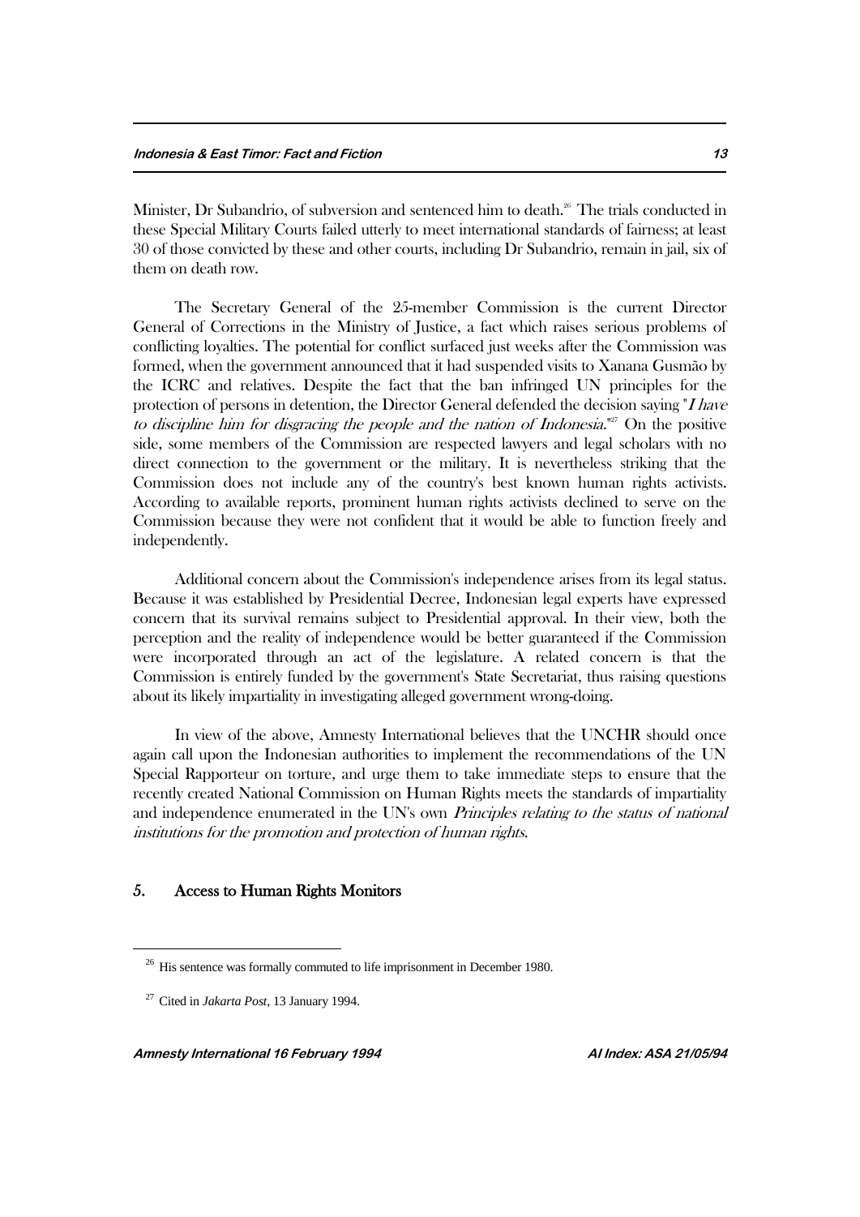Minister, Dr Subandrio, of subversion and sentenced him to death.[26] The trials conducted in these Special Military Courts failed utterly to meet international standards of fairness; at least 30 of those convicted by these and other courts, including Dr Subandrio, remain in jail, six of them on death row.

The Secretary General of the 25-member Commission is the current Director General of Corrections in the Ministry of Justice, a fact which raises serious problems of conflicting loyalties. The potential for conflict surfaced just weeks after the Commission was formed, when the government announced that it had suspended visits to Xanana Gusmão by the ICRC and relatives. Despite the fact that the ban infringed UN principles for the protection of persons in detention, the Director General defended the decision saying "*I have to discipline him for disgracing the people and the nation of Indonesia.*"[27] On the positive side, some members of the Commission are respected lawyers and legal scholars with no direct connection to the government or the military. It is nevertheless striking that the Commission does not include any of the country's best known human rights activists. According to available reports, prominent human rights activists declined to serve on the Commission because they were not confident that it would be able to function freely and independently.

Additional concern about the Commission's independence arises from its legal status. Because it was established by Presidential Decree, Indonesian legal experts have expressed concern that its survival remains subject to Presidential approval. In their view, both the perception and the reality of independence would be better guaranteed if the Commission were incorporated through an act of the legislature. A related concern is that the Commission is entirely funded by the government's State Secretariat, thus raising questions about its likely impartiality in investigating alleged government wrong-doing.

In view of the above, Amnesty International believes that the UNCHR should once again call upon the Indonesian authorities to implement the recommendations of the UN Special Rapporteur on torture, and urge them to take immediate steps to ensure that the recently created National Commission on Human Rights meets the standards of impartiality and independence enumerated in the UN's own *Principles relating to the status of national institutions for the promotion and protection of human rights*.

## 5. Access to Human Rights Monitors

---

[26] His sentence was formally commuted to life imprisonment in December 1980.

[27] Cited in *Jakarta Post*, 13 January 1994.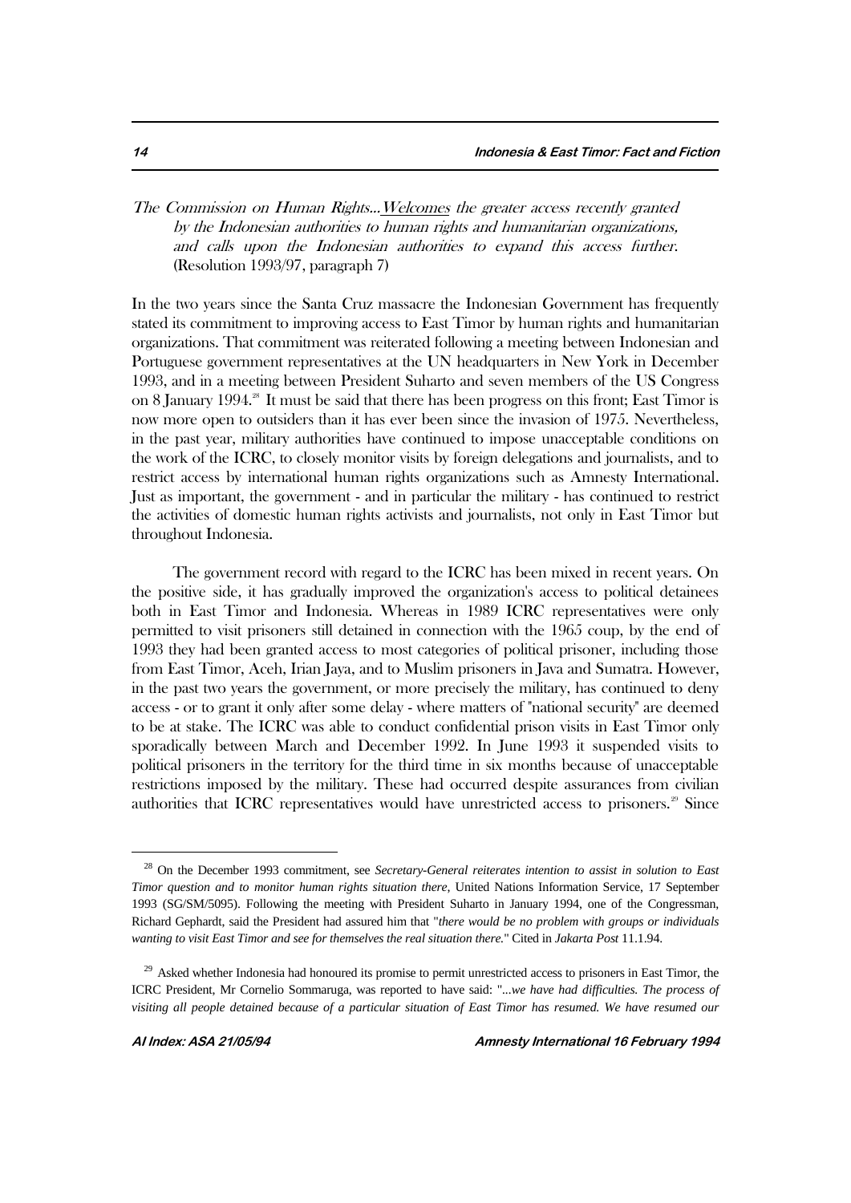*The Commission on Human Rights...Welcomes the greater access recently granted by the Indonesian authorities to human rights and humanitarian organizations, and calls upon the Indonesian authorities to expand this access further.* (Resolution 1993/97, paragraph 7)

In the two years since the Santa Cruz massacre the Indonesian Government has frequently stated its commitment to improving access to East Timor by human rights and humanitarian organizations. That commitment was reiterated following a meeting between Indonesian and Portuguese government representatives at the UN headquarters in New York in December 1993, and in a meeting between President Suharto and seven members of the US Congress on 8 January 1994.[28] It must be said that there has been progress on this front; East Timor is now more open to outsiders than it has ever been since the invasion of 1975. Nevertheless, in the past year, military authorities have continued to impose unacceptable conditions on the work of the ICRC, to closely monitor visits by foreign delegations and journalists, and to restrict access by international human rights organizations such as Amnesty International. Just as important, the government - and in particular the military - has continued to restrict the activities of domestic human rights activists and journalists, not only in East Timor but throughout Indonesia.

The government record with regard to the ICRC has been mixed in recent years. On the positive side, it has gradually improved the organization's access to political detainees both in East Timor and Indonesia. Whereas in 1989 ICRC representatives were only permitted to visit prisoners still detained in connection with the 1965 coup, by the end of 1993 they had been granted access to most categories of political prisoner, including those from East Timor, Aceh, Irian Jaya, and to Muslim prisoners in Java and Sumatra. However, in the past two years the government, or more precisely the military, has continued to deny access - or to grant it only after some delay - where matters of "national security" are deemed to be at stake. The ICRC was able to conduct confidential prison visits in East Timor only sporadically between March and December 1992. In June 1993 it suspended visits to political prisoners in the territory for the third time in six months because of unacceptable restrictions imposed by the military. These had occurred despite assurances from civilian authorities that ICRC representatives would have unrestricted access to prisoners.[29] Since

---

[28] On the December 1993 commitment, see *Secretary-General reiterates intention to assist in solution to East Timor question and to monitor human rights situation there*, United Nations Information Service, 17 September 1993 (SG/SM/5095). Following the meeting with President Suharto in January 1994, one of the Congressman, Richard Gephardt, said the President had assured him that "*there would be no problem with groups or individuals wanting to visit East Timor and see for themselves the real situation there.*" Cited in *Jakarta Post* 11.1.94.

[29] Asked whether Indonesia had honoured its promise to permit unrestricted access to prisoners in East Timor, the ICRC President, Mr Cornelio Sommaruga, was reported to have said: "*...we have had difficulties. The process of visiting all people detained because of a particular situation of East Timor has resumed. We have resumed our*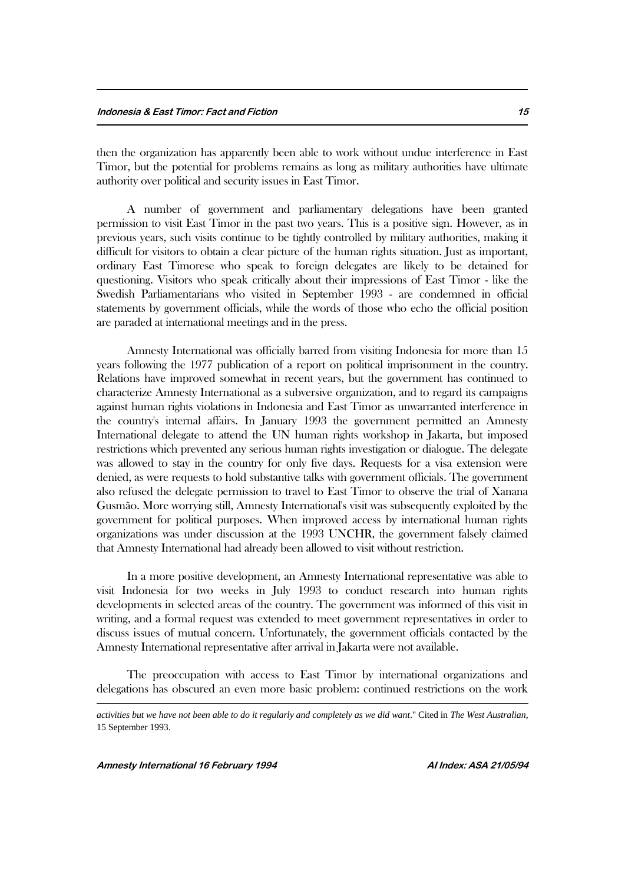then the organization has apparently been able to work without undue interference in East Timor, but the potential for problems remains as long as military authorities have ultimate authority over political and security issues in East Timor.

A number of government and parliamentary delegations have been granted permission to visit East Timor in the past two years. This is a positive sign. However, as in previous years, such visits continue to be tightly controlled by military authorities, making it difficult for visitors to obtain a clear picture of the human rights situation. Just as important, ordinary East Timorese who speak to foreign delegates are likely to be detained for questioning. Visitors who speak critically about their impressions of East Timor - like the Swedish Parliamentarians who visited in September 1993 - are condemned in official statements by government officials, while the words of those who echo the official position are paraded at international meetings and in the press.

Amnesty International was officially barred from visiting Indonesia for more than 15 years following the 1977 publication of a report on political imprisonment in the country. Relations have improved somewhat in recent years, but the government has continued to characterize Amnesty International as a subversive organization, and to regard its campaigns against human rights violations in Indonesia and East Timor as unwarranted interference in the country's internal affairs. In January 1993 the government permitted an Amnesty International delegate to attend the UN human rights workshop in Jakarta, but imposed restrictions which prevented any serious human rights investigation or dialogue. The delegate was allowed to stay in the country for only five days. Requests for a visa extension were denied, as were requests to hold substantive talks with government officials. The government also refused the delegate permission to travel to East Timor to observe the trial of Xanana Gusmão. More worrying still, Amnesty International's visit was subsequently exploited by the government for political purposes. When improved access by international human rights organizations was under discussion at the 1993 UNCHR, the government falsely claimed that Amnesty International had already been allowed to visit without restriction.

In a more positive development, an Amnesty International representative was able to visit Indonesia for two weeks in July 1993 to conduct research into human rights developments in selected areas of the country. The government was informed of this visit in writing, and a formal request was extended to meet government representatives in order to discuss issues of mutual concern. Unfortunately, the government officials contacted by the Amnesty International representative after arrival in Jakarta were not available.

The preoccupation with access to East Timor by international organizations and delegations has obscured an even more basic problem: continued restrictions on the work

---

*activities but we have not been able to do it regularly and completely as we did want*." Cited in *The West Australian*, 15 September 1993.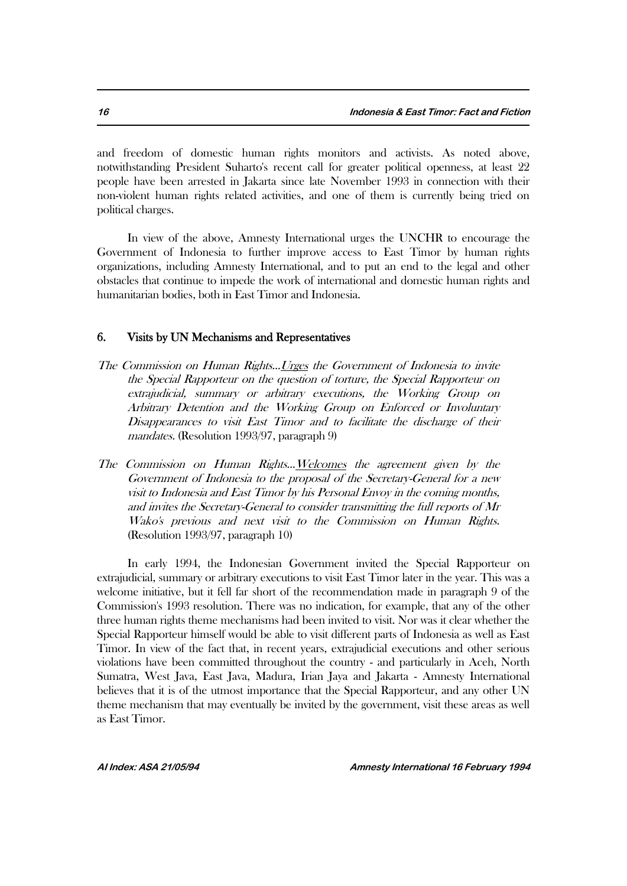and freedom of domestic human rights monitors and activists. As noted above, notwithstanding President Suharto's recent call for greater political openness, at least 22 people have been arrested in Jakarta since late November 1993 in connection with their non-violent human rights related activities, and one of them is currently being tried on political charges.

In view of the above, Amnesty International urges the UNCHR to encourage the Government of Indonesia to further improve access to East Timor by human rights organizations, including Amnesty International, and to put an end to the legal and other obstacles that continue to impede the work of international and domestic human rights and humanitarian bodies, both in East Timor and Indonesia.

## 6. Visits by UN Mechanisms and Representatives

*The Commission on Human Rights...Urges the Government of Indonesia to invite the Special Rapporteur on the question of torture, the Special Rapporteur on extrajudicial, summary or arbitrary executions, the Working Group on Arbitrary Detention and the Working Group on Enforced or Involuntary Disappearances to visit East Timor and to facilitate the discharge of their mandates.* (Resolution 1993/97, paragraph 9)

*The Commission on Human Rights...Welcomes the agreement given by the Government of Indonesia to the proposal of the Secretary-General for a new visit to Indonesia and East Timor by his Personal Envoy in the coming months, and invites the Secretary-General to consider transmitting the full reports of Mr Wako's previous and next visit to the Commission on Human Rights.* (Resolution 1993/97, paragraph 10)

In early 1994, the Indonesian Government invited the Special Rapporteur on extrajudicial, summary or arbitrary executions to visit East Timor later in the year. This was a welcome initiative, but it fell far short of the recommendation made in paragraph 9 of the Commission's 1993 resolution. There was no indication, for example, that any of the other three human rights theme mechanisms had been invited to visit. Nor was it clear whether the Special Rapporteur himself would be able to visit different parts of Indonesia as well as East Timor. In view of the fact that, in recent years, extrajudicial executions and other serious violations have been committed throughout the country - and particularly in Aceh, North Sumatra, West Java, East Java, Madura, Irian Jaya and Jakarta - Amnesty International believes that it is of the utmost importance that the Special Rapporteur, and any other UN theme mechanism that may eventually be invited by the government, visit these areas as well as East Timor.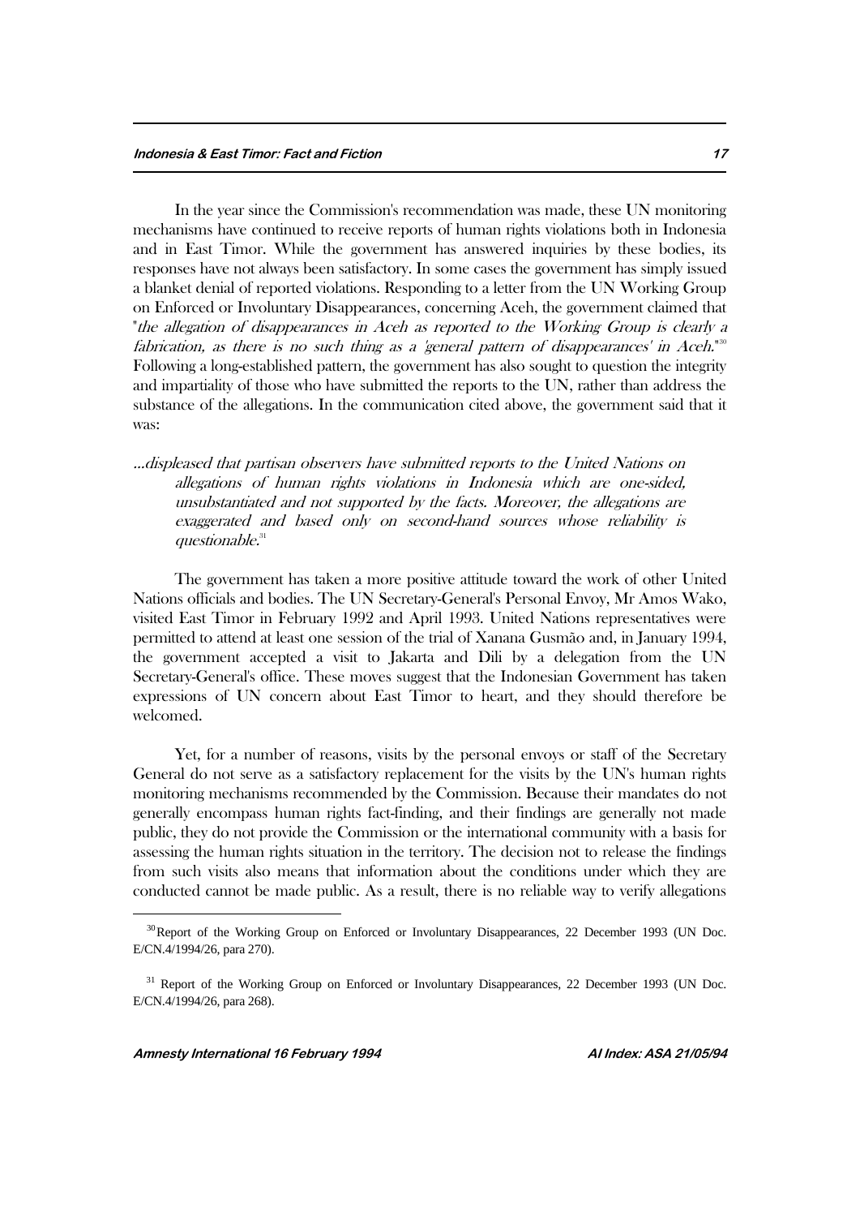In the year since the Commission's recommendation was made, these UN monitoring mechanisms have continued to receive reports of human rights violations both in Indonesia and in East Timor. While the government has answered inquiries by these bodies, its responses have not always been satisfactory. In some cases the government has simply issued a blanket denial of reported violations. Responding to a letter from the UN Working Group on Enforced or Involuntary Disappearances, concerning Aceh, the government claimed that "*the allegation of disappearances in Aceh as reported to the Working Group is clearly a fabrication, as there is no such thing as a 'general pattern of disappearances' in Aceh.*"[30] Following a long-established pattern, the government has also sought to question the integrity and impartiality of those who have submitted the reports to the UN, rather than address the substance of the allegations. In the communication cited above, the government said that it was:

> *...displeased that partisan observers have submitted reports to the United Nations on allegations of human rights violations in Indonesia which are one-sided, unsubstantiated and not supported by the facts. Moreover, the allegations are exaggerated and based only on second-hand sources whose reliability is questionable.*[31]

The government has taken a more positive attitude toward the work of other United Nations officials and bodies. The UN Secretary-General's Personal Envoy, Mr Amos Wako, visited East Timor in February 1992 and April 1993. United Nations representatives were permitted to attend at least one session of the trial of Xanana Gusmão and, in January 1994, the government accepted a visit to Jakarta and Dili by a delegation from the UN Secretary-General's office. These moves suggest that the Indonesian Government has taken expressions of UN concern about East Timor to heart, and they should therefore be welcomed.

Yet, for a number of reasons, visits by the personal envoys or staff of the Secretary General do not serve as a satisfactory replacement for the visits by the UN's human rights monitoring mechanisms recommended by the Commission. Because their mandates do not generally encompass human rights fact-finding, and their findings are generally not made public, they do not provide the Commission or the international community with a basis for assessing the human rights situation in the territory. The decision not to release the findings from such visits also means that information about the conditions under which they are conducted cannot be made public. As a result, there is no reliable way to verify allegations

---

[30] Report of the Working Group on Enforced or Involuntary Disappearances, 22 December 1993 (UN Doc. E/CN.4/1994/26, para 270).

[31] Report of the Working Group on Enforced or Involuntary Disappearances, 22 December 1993 (UN Doc. E/CN.4/1994/26, para 268).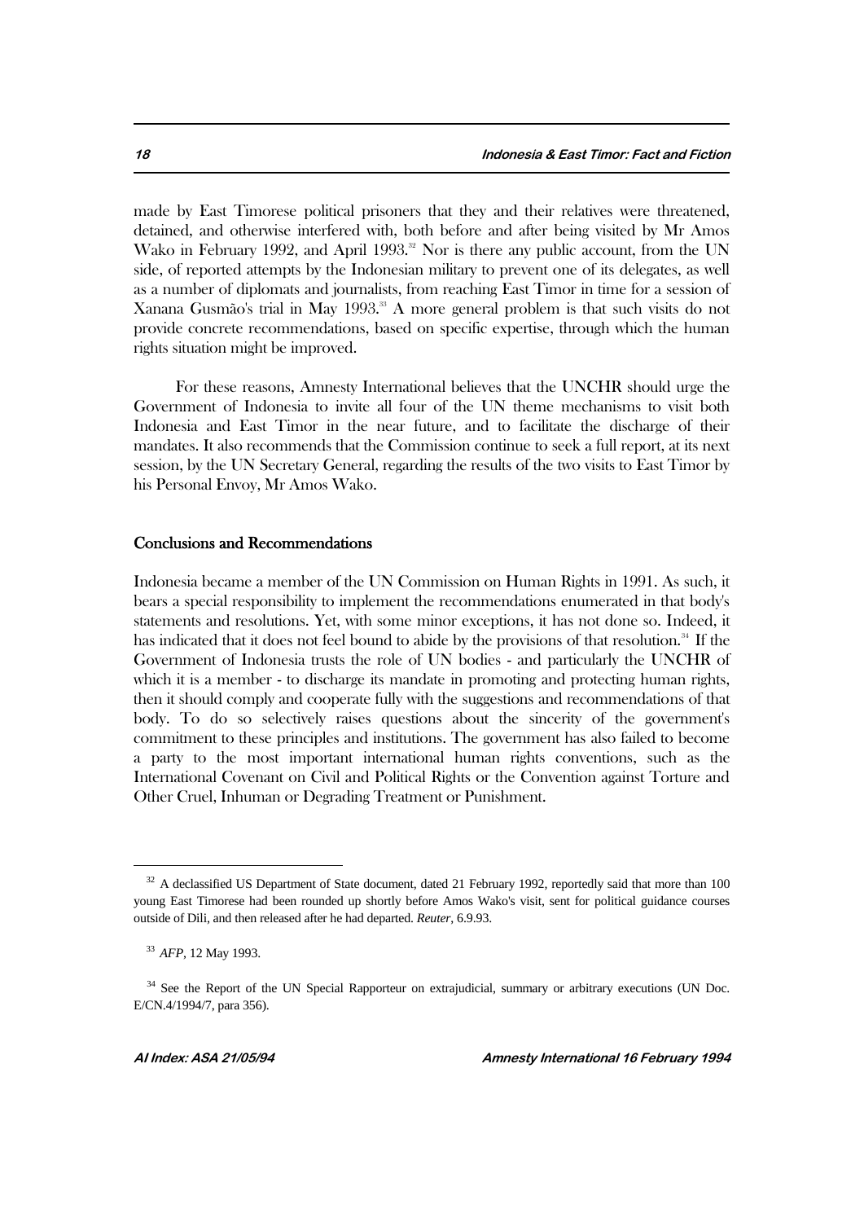made by East Timorese political prisoners that they and their relatives were threatened, detained, and otherwise interfered with, both before and after being visited by Mr Amos Wako in February 1992, and April 1993.[32] Nor is there any public account, from the UN side, of reported attempts by the Indonesian military to prevent one of its delegates, as well as a number of diplomats and journalists, from reaching East Timor in time for a session of Xanana Gusmão's trial in May 1993.[33] A more general problem is that such visits do not provide concrete recommendations, based on specific expertise, through which the human rights situation might be improved.

For these reasons, Amnesty International believes that the UNCHR should urge the Government of Indonesia to invite all four of the UN theme mechanisms to visit both Indonesia and East Timor in the near future, and to facilitate the discharge of their mandates. It also recommends that the Commission continue to seek a full report, at its next session, by the UN Secretary General, regarding the results of the two visits to East Timor by his Personal Envoy, Mr Amos Wako.

## Conclusions and Recommendations

Indonesia became a member of the UN Commission on Human Rights in 1991. As such, it bears a special responsibility to implement the recommendations enumerated in that body's statements and resolutions. Yet, with some minor exceptions, it has not done so. Indeed, it has indicated that it does not feel bound to abide by the provisions of that resolution.[34] If the Government of Indonesia trusts the role of UN bodies - and particularly the UNCHR of which it is a member - to discharge its mandate in promoting and protecting human rights, then it should comply and cooperate fully with the suggestions and recommendations of that body. To do so selectively raises questions about the sincerity of the government's commitment to these principles and institutions. The government has also failed to become a party to the most important international human rights conventions, such as the International Covenant on Civil and Political Rights or the Convention against Torture and Other Cruel, Inhuman or Degrading Treatment or Punishment.

---

[32] A declassified US Department of State document, dated 21 February 1992, reportedly said that more than 100 young East Timorese had been rounded up shortly before Amos Wako's visit, sent for political guidance courses outside of Dili, and then released after he had departed. *Reuter*, 6.9.93.

[33] *AFP*, 12 May 1993.

[34] See the Report of the UN Special Rapporteur on extrajudicial, summary or arbitrary executions (UN Doc. E/CN.4/1994/7, para 356).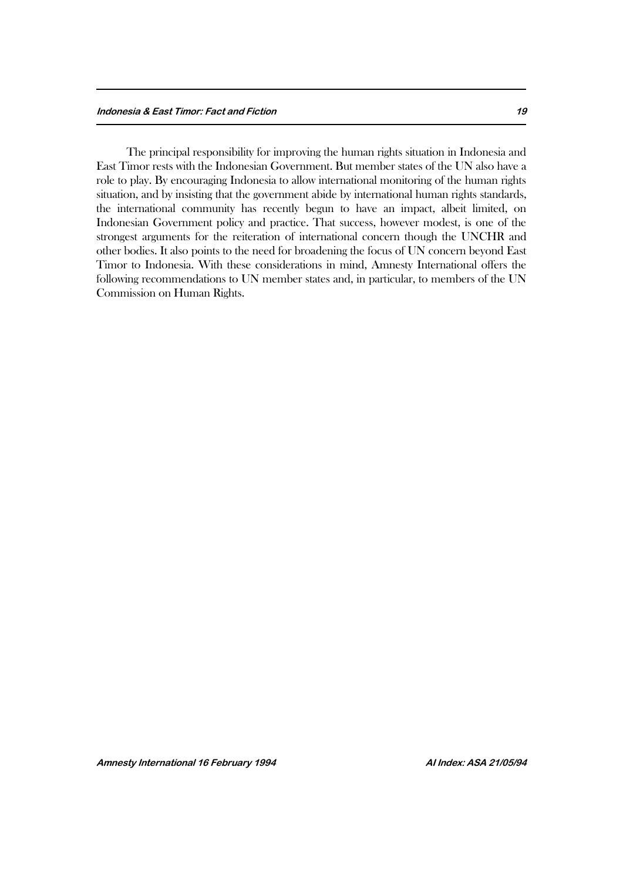The principal responsibility for improving the human rights situation in Indonesia and East Timor rests with the Indonesian Government. But member states of the UN also have a role to play. By encouraging Indonesia to allow international monitoring of the human rights situation, and by insisting that the government abide by international human rights standards, the international community has recently begun to have an impact, albeit limited, on Indonesian Government policy and practice. That success, however modest, is one of the strongest arguments for the reiteration of international concern though the UNCHR and other bodies. It also points to the need for broadening the focus of UN concern beyond East Timor to Indonesia. With these considerations in mind, Amnesty International offers the following recommendations to UN member states and, in particular, to members of the UN Commission on Human Rights.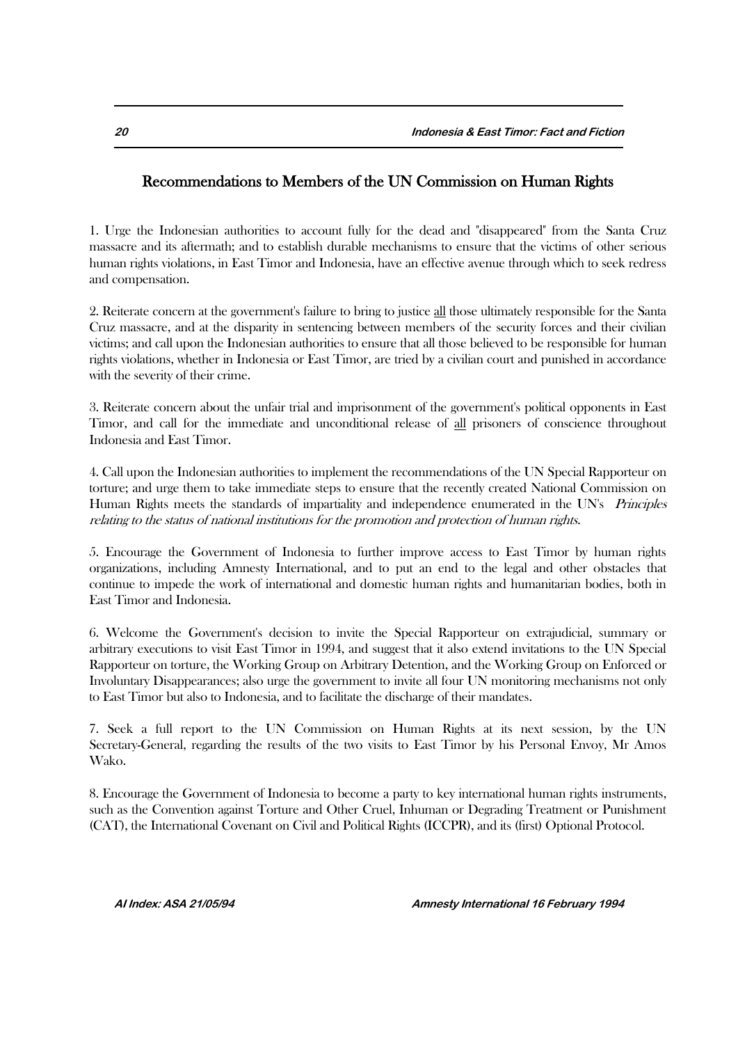## Recommendations to Members of the UN Commission on Human Rights

1. Urge the Indonesian authorities to account fully for the dead and "disappeared" from the Santa Cruz massacre and its aftermath; and to establish durable mechanisms to ensure that the victims of other serious human rights violations, in East Timor and Indonesia, have an effective avenue through which to seek redress and compensation.

2. Reiterate concern at the government's failure to bring to justice <u>all</u> those ultimately responsible for the Santa Cruz massacre, and at the disparity in sentencing between members of the security forces and their civilian victims; and call upon the Indonesian authorities to ensure that all those believed to be responsible for human rights violations, whether in Indonesia or East Timor, are tried by a civilian court and punished in accordance with the severity of their crime.

3. Reiterate concern about the unfair trial and imprisonment of the government's political opponents in East Timor, and call for the immediate and unconditional release of <u>all</u> prisoners of conscience throughout Indonesia and East Timor.

4. Call upon the Indonesian authorities to implement the recommendations of the UN Special Rapporteur on torture; and urge them to take immediate steps to ensure that the recently created National Commission on Human Rights meets the standards of impartiality and independence enumerated in the UN's *Principles relating to the status of national institutions for the promotion and protection of human rights*.

5. Encourage the Government of Indonesia to further improve access to East Timor by human rights organizations, including Amnesty International, and to put an end to the legal and other obstacles that continue to impede the work of international and domestic human rights and humanitarian bodies, both in East Timor and Indonesia.

6. Welcome the Government's decision to invite the Special Rapporteur on extrajudicial, summary or arbitrary executions to visit East Timor in 1994, and suggest that it also extend invitations to the UN Special Rapporteur on torture, the Working Group on Arbitrary Detention, and the Working Group on Enforced or Involuntary Disappearances; also urge the government to invite all four UN monitoring mechanisms not only to East Timor but also to Indonesia, and to facilitate the discharge of their mandates.

7. Seek a full report to the UN Commission on Human Rights at its next session, by the UN Secretary-General, regarding the results of the two visits to East Timor by his Personal Envoy, Mr Amos Wako.

8. Encourage the Government of Indonesia to become a party to key international human rights instruments, such as the Convention against Torture and Other Cruel, Inhuman or Degrading Treatment or Punishment (CAT), the International Covenant on Civil and Political Rights (ICCPR), and its (first) Optional Protocol.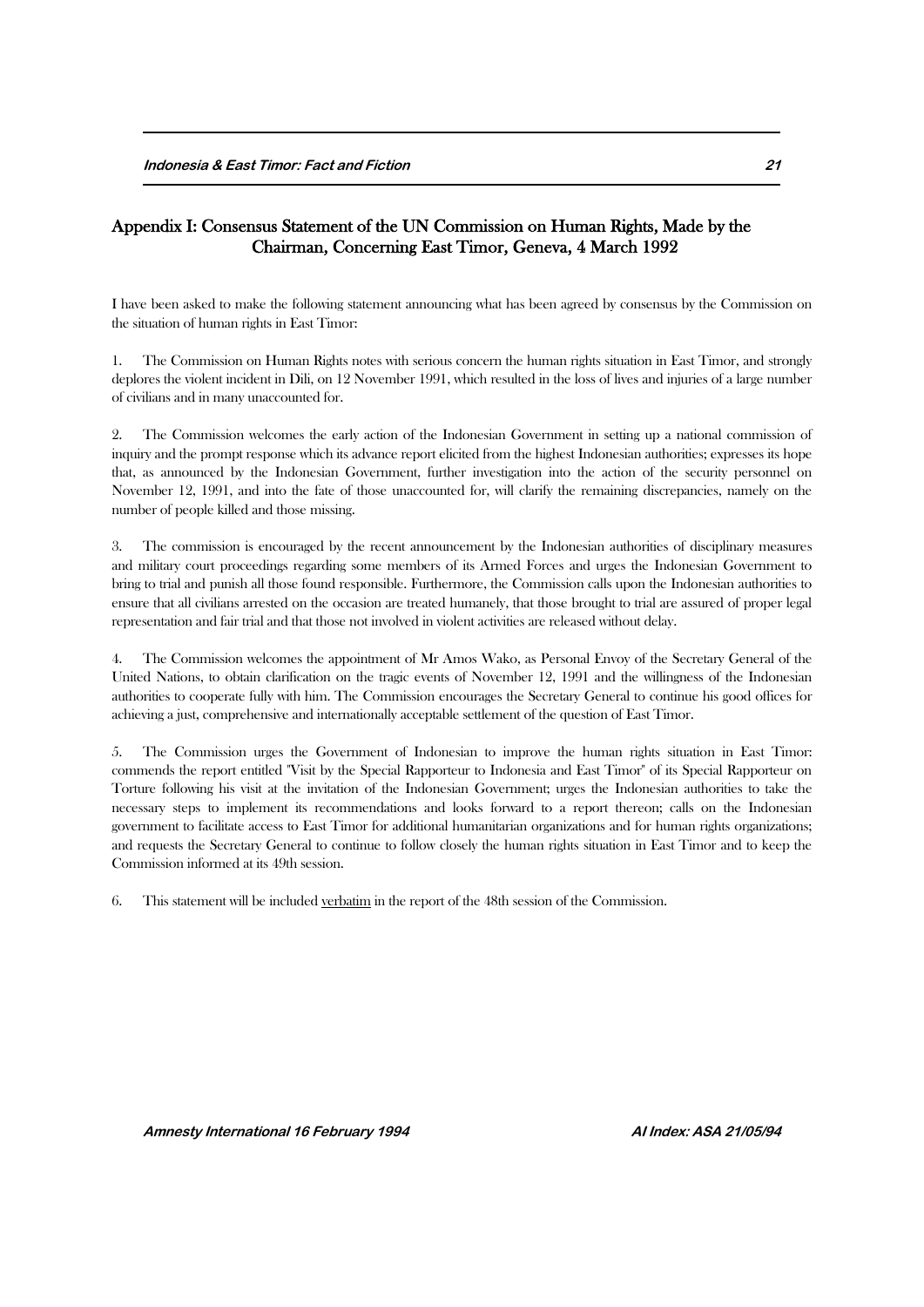## Appendix I: Consensus Statement of the UN Commission on Human Rights, Made by the Chairman, Concerning East Timor, Geneva, 4 March 1992

I have been asked to make the following statement announcing what has been agreed by consensus by the Commission on the situation of human rights in East Timor:

1. The Commission on Human Rights notes with serious concern the human rights situation in East Timor, and strongly deplores the violent incident in Dili, on 12 November 1991, which resulted in the loss of lives and injuries of a large number of civilians and in many unaccounted for.

2. The Commission welcomes the early action of the Indonesian Government in setting up a national commission of inquiry and the prompt response which its advance report elicited from the highest Indonesian authorities; expresses its hope that, as announced by the Indonesian Government, further investigation into the action of the security personnel on November 12, 1991, and into the fate of those unaccounted for, will clarify the remaining discrepancies, namely on the number of people killed and those missing.

3. The commission is encouraged by the recent announcement by the Indonesian authorities of disciplinary measures and military court proceedings regarding some members of its Armed Forces and urges the Indonesian Government to bring to trial and punish all those found responsible. Furthermore, the Commission calls upon the Indonesian authorities to ensure that all civilians arrested on the occasion are treated humanely, that those brought to trial are assured of proper legal representation and fair trial and that those not involved in violent activities are released without delay.

4. The Commission welcomes the appointment of Mr Amos Wako, as Personal Envoy of the Secretary General of the United Nations, to obtain clarification on the tragic events of November 12, 1991 and the willingness of the Indonesian authorities to cooperate fully with him. The Commission encourages the Secretary General to continue his good offices for achieving a just, comprehensive and internationally acceptable settlement of the question of East Timor.

5. The Commission urges the Government of Indonesian to improve the human rights situation in East Timor: commends the report entitled "Visit by the Special Rapporteur to Indonesia and East Timor" of its Special Rapporteur on Torture following his visit at the invitation of the Indonesian Government; urges the Indonesian authorities to take the necessary steps to implement its recommendations and looks forward to a report thereon; calls on the Indonesian government to facilitate access to East Timor for additional humanitarian organizations and for human rights organizations; and requests the Secretary General to continue to follow closely the human rights situation in East Timor and to keep the Commission informed at its 49th session.

6. This statement will be included verbatim in the report of the 48th session of the Commission.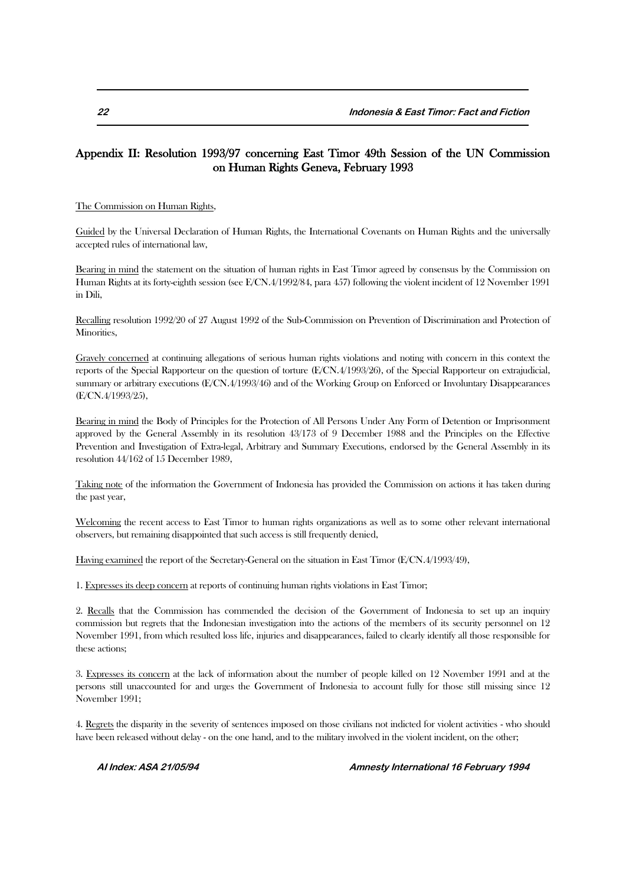## Appendix II: Resolution 1993/97 concerning East Timor 49th Session of the UN Commission on Human Rights Geneva, February 1993

The Commission on Human Rights,

Guided by the Universal Declaration of Human Rights, the International Covenants on Human Rights and the universally accepted rules of international law,

Bearing in mind the statement on the situation of human rights in East Timor agreed by consensus by the Commission on Human Rights at its forty-eighth session (see E/CN.4/1992/84, para 457) following the violent incident of 12 November 1991 in Dili,

Recalling resolution 1992/20 of 27 August 1992 of the Sub-Commission on Prevention of Discrimination and Protection of Minorities,

Gravely concerned at continuing allegations of serious human rights violations and noting with concern in this context the reports of the Special Rapporteur on the question of torture (E/CN.4/1993/26), of the Special Rapporteur on extrajudicial, summary or arbitrary executions (E/CN.4/1993/46) and of the Working Group on Enforced or Involuntary Disappearances (E/CN.4/1993/25),

Bearing in mind the Body of Principles for the Protection of All Persons Under Any Form of Detention or Imprisonment approved by the General Assembly in its resolution 43/173 of 9 December 1988 and the Principles on the Effective Prevention and Investigation of Extra-legal, Arbitrary and Summary Executions, endorsed by the General Assembly in its resolution 44/162 of 15 December 1989,

Taking note of the information the Government of Indonesia has provided the Commission on actions it has taken during the past year,

Welcoming the recent access to East Timor to human rights organizations as well as to some other relevant international observers, but remaining disappointed that such access is still frequently denied,

Having examined the report of the Secretary-General on the situation in East Timor (E/CN.4/1993/49),

1. Expresses its deep concern at reports of continuing human rights violations in East Timor;

2. Recalls that the Commission has commended the decision of the Government of Indonesia to set up an inquiry commission but regrets that the Indonesian investigation into the actions of the members of its security personnel on 12 November 1991, from which resulted loss life, injuries and disappearances, failed to clearly identify all those responsible for these actions;

3. Expresses its concern at the lack of information about the number of people killed on 12 November 1991 and at the persons still unaccounted for and urges the Government of Indonesia to account fully for those still missing since 12 November 1991;

4. Regrets the disparity in the severity of sentences imposed on those civilians not indicted for violent activities - who should have been released without delay - on the one hand, and to the military involved in the violent incident, on the other;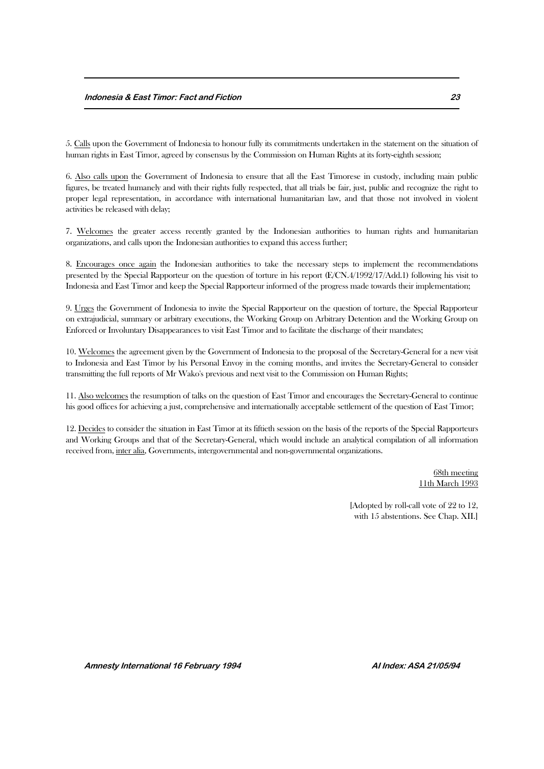5. Calls upon the Government of Indonesia to honour fully its commitments undertaken in the statement on the situation of human rights in East Timor, agreed by consensus by the Commission on Human Rights at its forty-eighth session;

6. Also calls upon the Government of Indonesia to ensure that all the East Timorese in custody, including main public figures, be treated humanely and with their rights fully respected, that all trials be fair, just, public and recognize the right to proper legal representation, in accordance with international humanitarian law, and that those not involved in violent activities be released with delay;

7. Welcomes the greater access recently granted by the Indonesian authorities to human rights and humanitarian organizations, and calls upon the Indonesian authorities to expand this access further;

8. Encourages once again the Indonesian authorities to take the necessary steps to implement the recommendations presented by the Special Rapporteur on the question of torture in his report (E/CN.4/1992/17/Add.1) following his visit to Indonesia and East Timor and keep the Special Rapporteur informed of the progress made towards their implementation;

9. Urges the Government of Indonesia to invite the Special Rapporteur on the question of torture, the Special Rapporteur on extrajudicial, summary or arbitrary executions, the Working Group on Arbitrary Detention and the Working Group on Enforced or Involuntary Disappearances to visit East Timor and to facilitate the discharge of their mandates;

10. Welcomes the agreement given by the Government of Indonesia to the proposal of the Secretary-General for a new visit to Indonesia and East Timor by his Personal Envoy in the coming months, and invites the Secretary-General to consider transmitting the full reports of Mr Wako's previous and next visit to the Commission on Human Rights;

11. Also welcomes the resumption of talks on the question of East Timor and encourages the Secretary-General to continue his good offices for achieving a just, comprehensive and internationally acceptable settlement of the question of East Timor;

12. Decides to consider the situation in East Timor at its fiftieth session on the basis of the reports of the Special Rapporteurs and Working Groups and that of the Secretary-General, which would include an analytical compilation of all information received from, inter alia, Governments, intergovernmental and non-governmental organizations.

68th meeting
11th March 1993

[Adopted by roll-call vote of 22 to 12, with 15 abstentions. See Chap. XII.]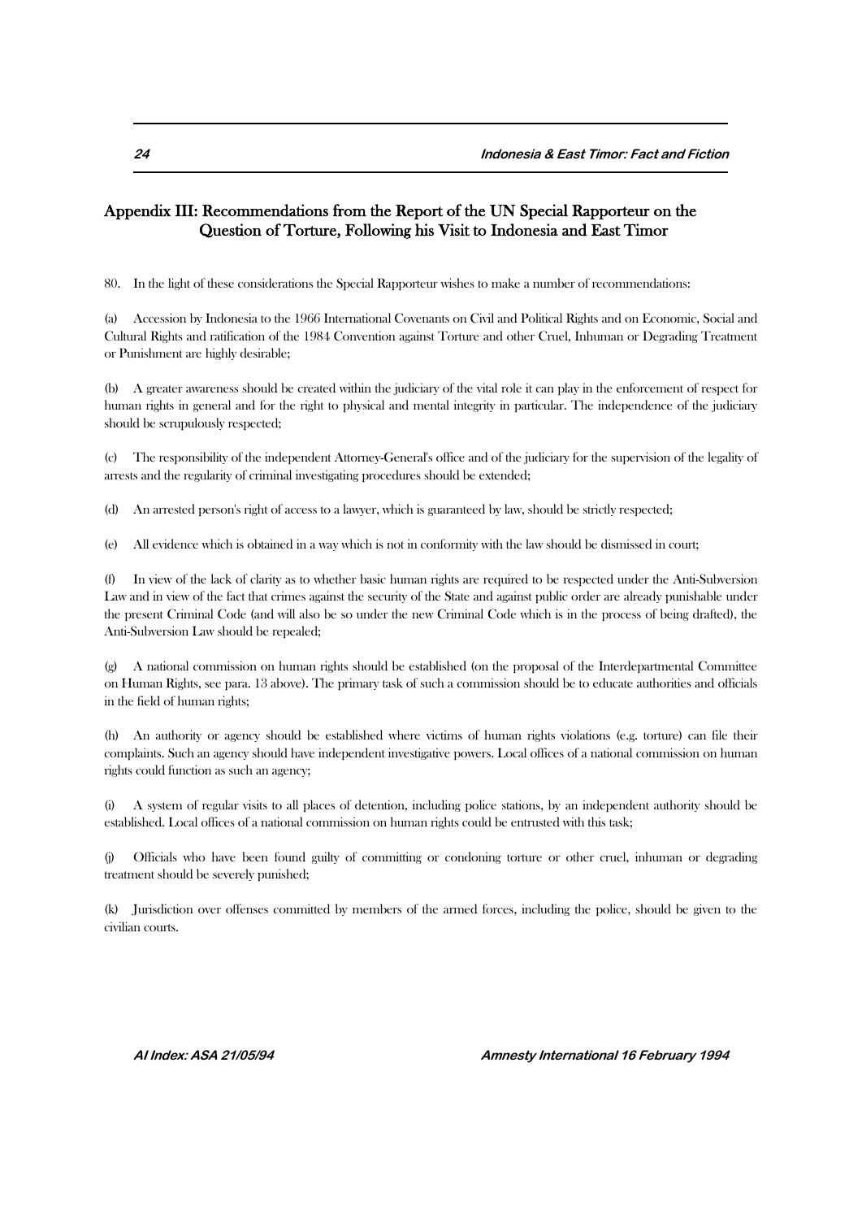## Appendix III: Recommendations from the Report of the UN Special Rapporteur on the Question of Torture, Following his Visit to Indonesia and East Timor

80. In the light of these considerations the Special Rapporteur wishes to make a number of recommendations:

(a) Accession by Indonesia to the 1966 International Covenants on Civil and Political Rights and on Economic, Social and Cultural Rights and ratification of the 1984 Convention against Torture and other Cruel, Inhuman or Degrading Treatment or Punishment are highly desirable;

(b) A greater awareness should be created within the judiciary of the vital role it can play in the enforcement of respect for human rights in general and for the right to physical and mental integrity in particular. The independence of the judiciary should be scrupulously respected;

(c) The responsibility of the independent Attorney-General's office and of the judiciary for the supervision of the legality of arrests and the regularity of criminal investigating procedures should be extended;

(d) An arrested person's right of access to a lawyer, which is guaranteed by law, should be strictly respected;

(e) All evidence which is obtained in a way which is not in conformity with the law should be dismissed in court;

(f) In view of the lack of clarity as to whether basic human rights are required to be respected under the Anti-Subversion Law and in view of the fact that crimes against the security of the State and against public order are already punishable under the present Criminal Code (and will also be so under the new Criminal Code which is in the process of being drafted), the Anti-Subversion Law should be repealed;

(g) A national commission on human rights should be established (on the proposal of the Interdepartmental Committee on Human Rights, see para. 13 above). The primary task of such a commission should be to educate authorities and officials in the field of human rights;

(h) An authority or agency should be established where victims of human rights violations (e.g. torture) can file their complaints. Such an agency should have independent investigative powers. Local offices of a national commission on human rights could function as such an agency;

(i) A system of regular visits to all places of detention, including police stations, by an independent authority should be established. Local offices of a national commission on human rights could be entrusted with this task;

(j) Officials who have been found guilty of committing or condoning torture or other cruel, inhuman or degrading treatment should be severely punished;

(k) Jurisdiction over offenses committed by members of the armed forces, including the police, should be given to the civilian courts.